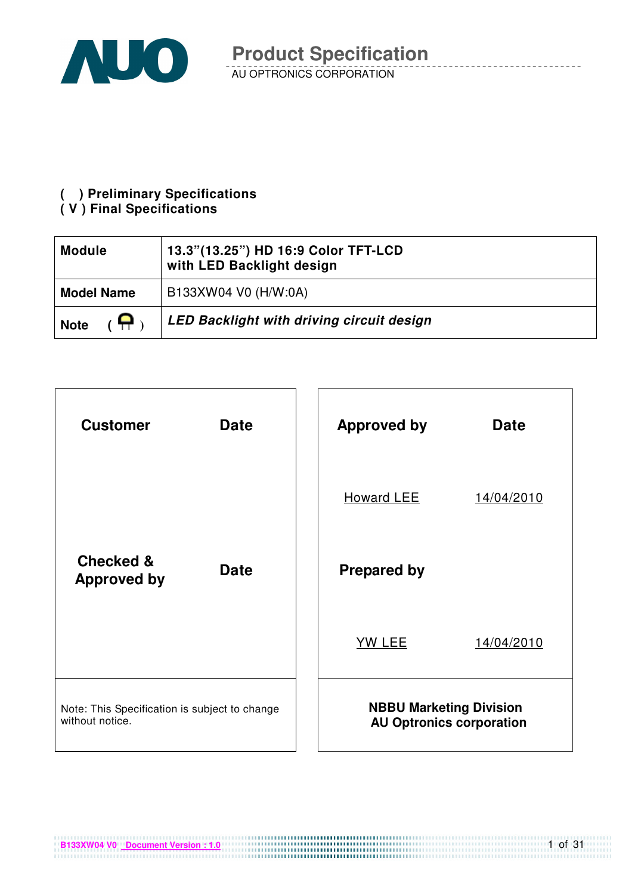# Product Specification

AU OPTRONICS CORPORATION

( ) Preliminary Specifications
( V ) Final Specifications

| **Module** | **13.3"(13.25") HD 16:9 Color TFT-LCD with LED Backlight design** |
|---|---|
| **Model Name** | B133XW04 V0 (H/W:0A) |
| **Note** ( ) | ***LED Backlight with driving circuit design*** |

| **Customer** | **Date** |
|---|---|
| | |
| **Checked & Approved by** | **Date** |
| | |

Note: This Specification is subject to change without notice.

| **Approved by** | **Date** |
|---|---|
| Howard LEE | 14/04/2010 |
| **Prepared by** | |
| YW LEE | 14/04/2010 |

**NBBU Marketing Division**
**AU Optronics corporation**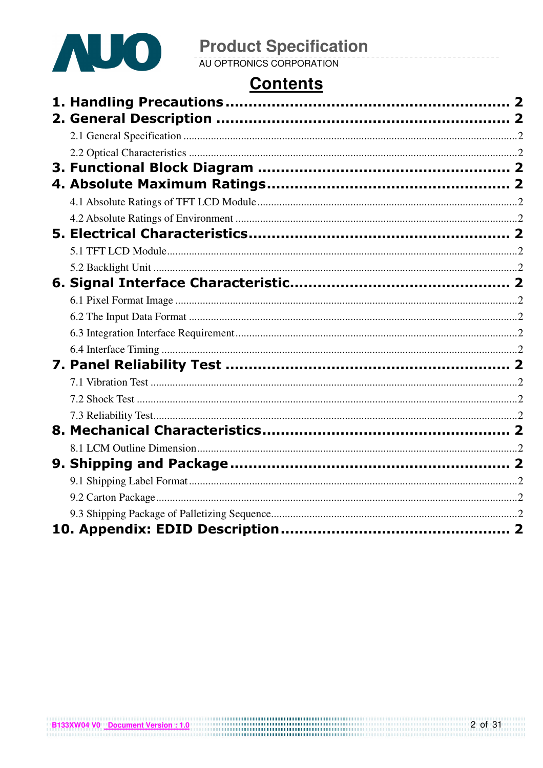# Contents

**1. Handling Precautions ............................................................ 2**

**2. General Description ............................................................ 2**

2.1 General Specification ............................................................ 2

2.2 Optical Characteristics ............................................................ 2

**3. Functional Block Diagram ............................................................ 2**

**4. Absolute Maximum Ratings ............................................................ 2**

4.1 Absolute Ratings of TFT LCD Module ............................................................ 2

4.2 Absolute Ratings of Environment ............................................................ 2

**5. Electrical Characteristics ............................................................ 2**

5.1 TFT LCD Module ............................................................ 2

5.2 Backlight Unit ............................................................ 2

**6. Signal Interface Characteristic ............................................................ 2**

6.1 Pixel Format Image ............................................................ 2

6.2 The Input Data Format ............................................................ 2

6.3 Integration Interface Requirement ............................................................ 2

6.4 Interface Timing ............................................................ 2

**7. Panel Reliability Test ............................................................ 2**

7.1 Vibration Test ............................................................ 2

7.2 Shock Test ............................................................ 2

7.3 Reliability Test ............................................................ 2

**8. Mechanical Characteristics ............................................................ 2**

8.1 LCM Outline Dimension ............................................................ 2

**9. Shipping and Package ............................................................ 2**

9.1 Shipping Label Format ............................................................ 2

9.2 Carton Package ............................................................ 2

9.3 Shipping Package of Palletizing Sequence ............................................................ 2

**10. Appendix: EDID Description ............................................................ 2**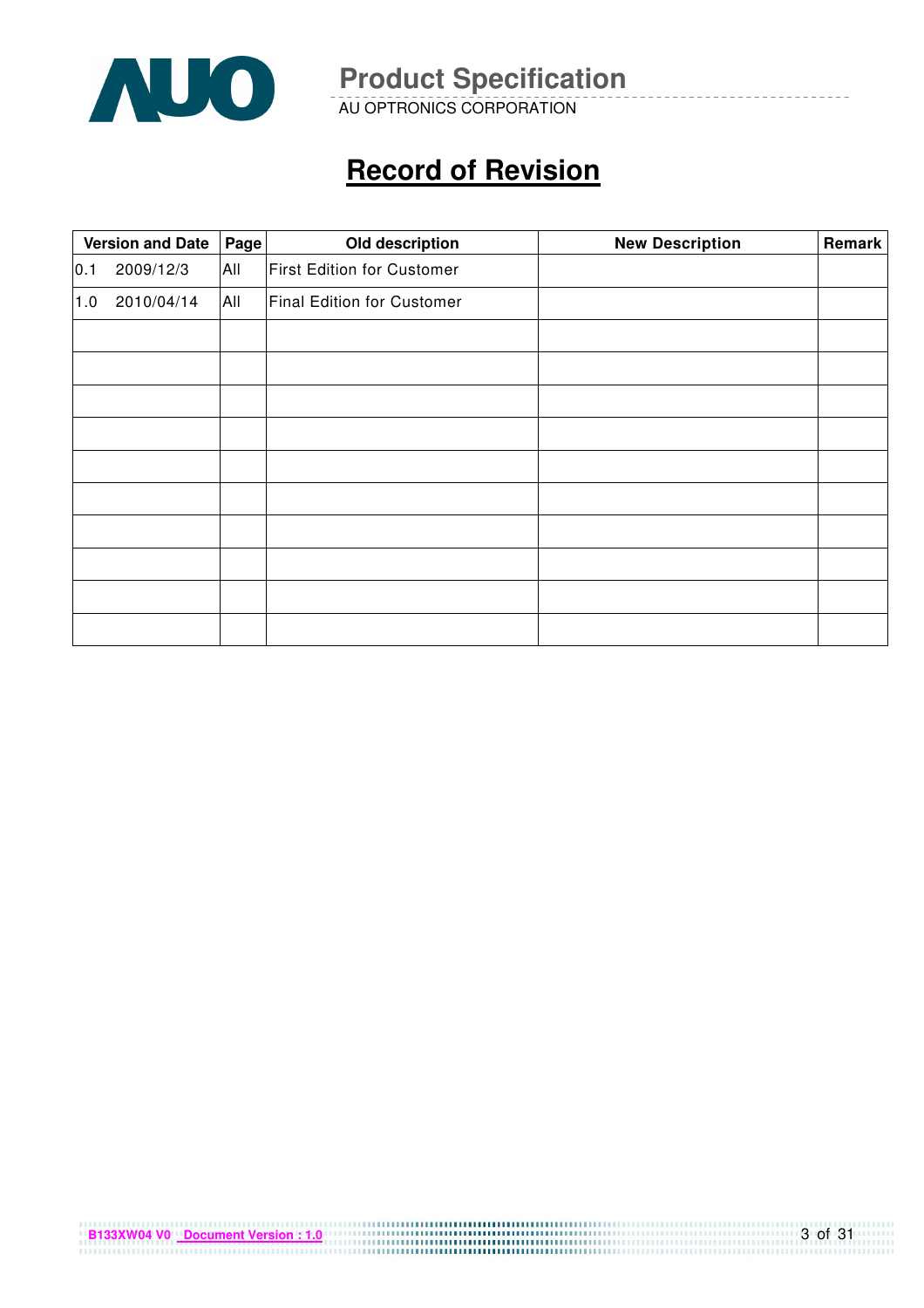# Record of Revision

| Version and Date | Page | Old description | New Description | Remark |
|---|---|---|---|---|
| 0.1 2009/12/3 | All | First Edition for Customer | | |
| 1.0 2010/04/14 | All | Final Edition for Customer | | |
| | | | | |
| | | | | |
| | | | | |
| | | | | |
| | | | | |
| | | | | |
| | | | | |
| | | | | |
| | | | | |
| | | | | |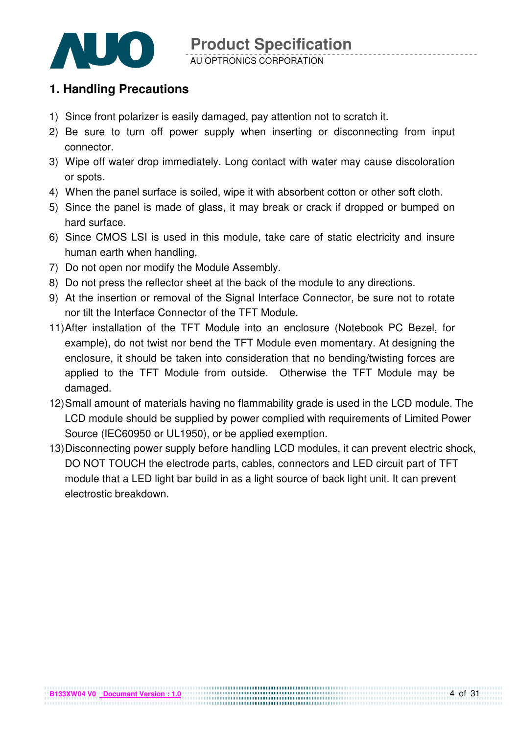## 1. Handling Precautions

1) Since front polarizer is easily damaged, pay attention not to scratch it.
2) Be sure to turn off power supply when inserting or disconnecting from input connector.
3) Wipe off water drop immediately. Long contact with water may cause discoloration or spots.
4) When the panel surface is soiled, wipe it with absorbent cotton or other soft cloth.
5) Since the panel is made of glass, it may break or crack if dropped or bumped on hard surface.
6) Since CMOS LSI is used in this module, take care of static electricity and insure human earth when handling.
7) Do not open nor modify the Module Assembly.
8) Do not press the reflector sheet at the back of the module to any directions.
9) At the insertion or removal of the Signal Interface Connector, be sure not to rotate nor tilt the Interface Connector of the TFT Module.

11) After installation of the TFT Module into an enclosure (Notebook PC Bezel, for example), do not twist nor bend the TFT Module even momentary. At designing the enclosure, it should be taken into consideration that no bending/twisting forces are applied to the TFT Module from outside. Otherwise the TFT Module may be damaged.
12) Small amount of materials having no flammability grade is used in the LCD module. The LCD module should be supplied by power complied with requirements of Limited Power Source (IEC60950 or UL1950), or be applied exemption.
13) Disconnecting power supply before handling LCD modules, it can prevent electric shock, DO NOT TOUCH the electrode parts, cables, connectors and LED circuit part of TFT module that a LED light bar build in as a light source of back light unit. It can prevent electrostic breakdown.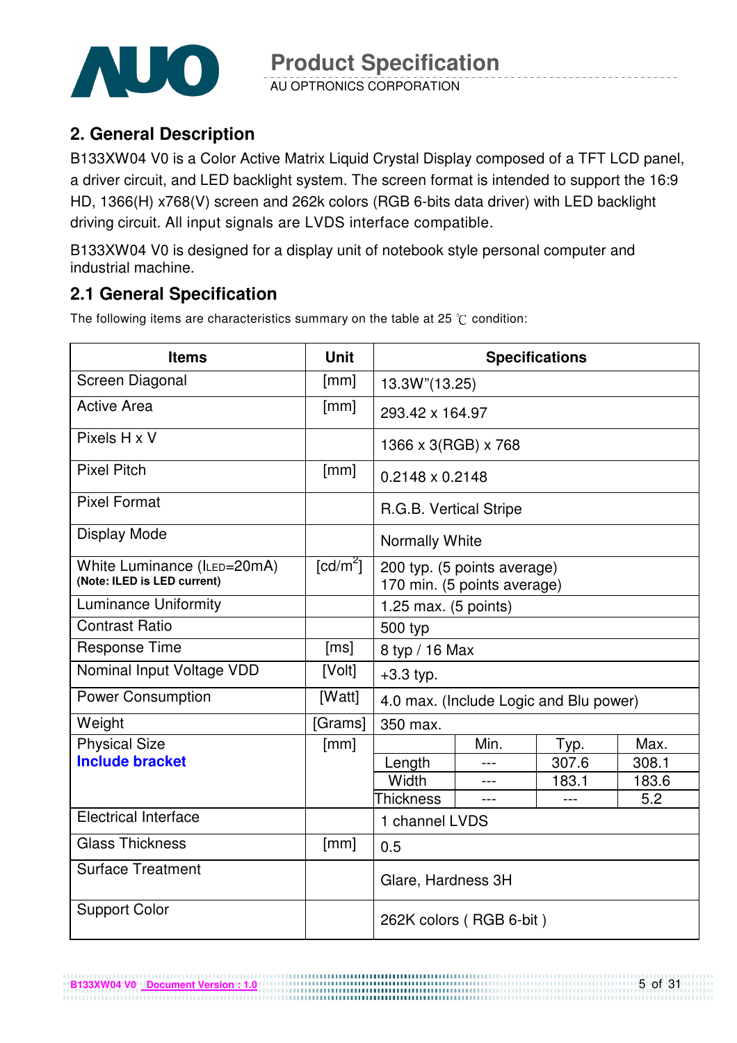## 2. General Description

B133XW04 V0 is a Color Active Matrix Liquid Crystal Display composed of a TFT LCD panel, a driver circuit, and LED backlight system. The screen format is intended to support the 16:9 HD, 1366(H) x768(V) screen and 262k colors (RGB 6-bits data driver) with LED backlight driving circuit. All input signals are LVDS interface compatible.

B133XW04 V0 is designed for a display unit of notebook style personal computer and industrial machine.

## 2.1 General Specification

The following items are characteristics summary on the table at 25 ℃ condition:

| Items | Unit | Specifications | | | |
|---|---|---|---|---|---|
| Screen Diagonal | [mm] | 13.3W"(13.25) | | | |
| Active Area | [mm] | 293.42 x 164.97 | | | |
| Pixels H x V | | 1366 x 3(RGB) x 768 | | | |
| Pixel Pitch | [mm] | 0.2148 x 0.2148 | | | |
| Pixel Format | | R.G.B. Vertical Stripe | | | |
| Display Mode | | Normally White | | | |
| White Luminance ($I_{LED}$=20mA) **(Note: ILED is LED current)** | [cd/m$^2$] | 200 typ. (5 points average) 170 min. (5 points average) | | | |
| Luminance Uniformity | | 1.25 max. (5 points) | | | |
| Contrast Ratio | | 500 typ | | | |
| Response Time | [ms] | 8 typ / 16 Max | | | |
| Nominal Input Voltage VDD | [Volt] | +3.3 typ. | | | |
| Power Consumption | [Watt] | 4.0 max. (Include Logic and Blu power) | | | |
| Weight | [Grams] | 350 max. | | | |
| Physical Size **Include bracket** | [mm] | | Min. | Typ. | Max. |
| | | Length | --- | 307.6 | 308.1 |
| | | Width | --- | 183.1 | 183.6 |
| | | Thickness | --- | --- | 5.2 |
| Electrical Interface | | 1 channel LVDS | | | |
| Glass Thickness | [mm] | 0.5 | | | |
| Surface Treatment | | Glare, Hardness 3H | | | |
| Support Color | | 262K colors ( RGB 6-bit ) | | | |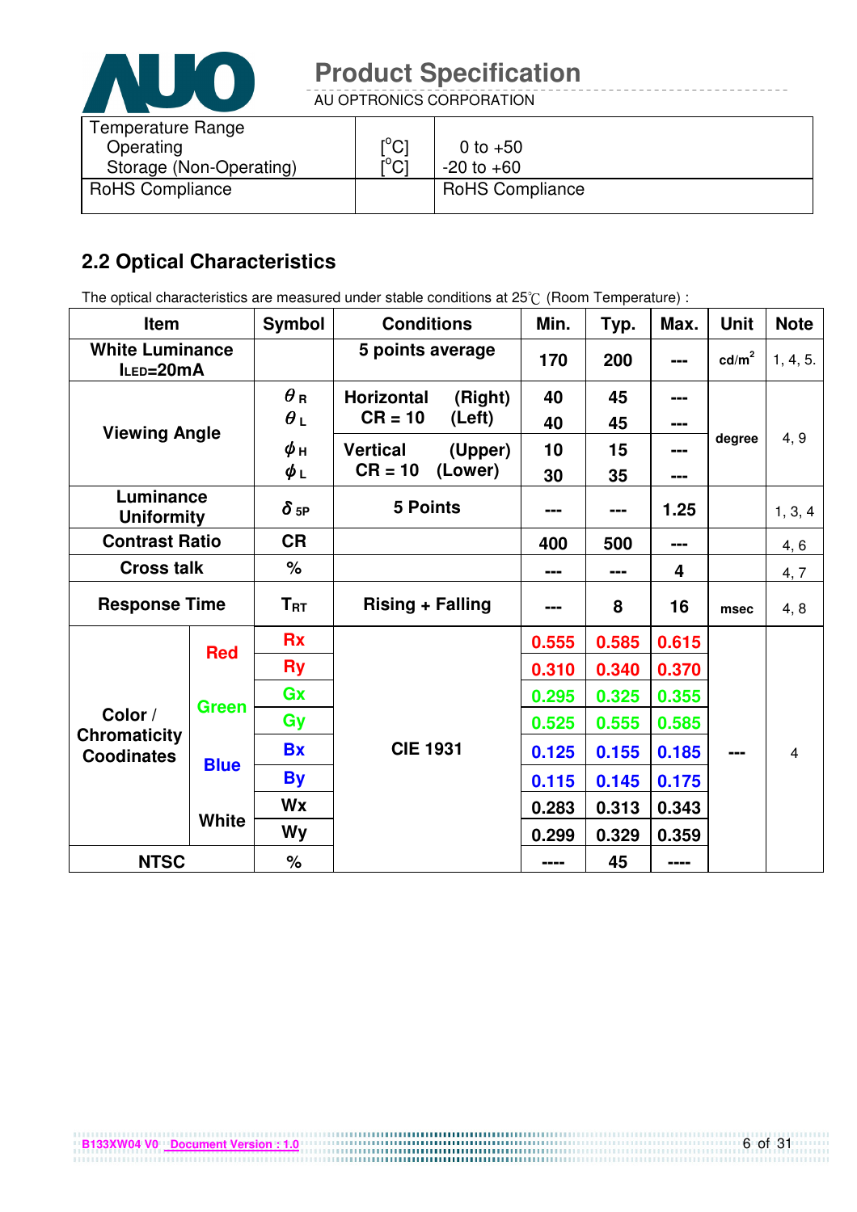| Temperature Range | | |
|---|---|---|
| Operating | [°C] | 0 to +50 |
| Storage (Non-Operating) | [°C] | -20 to +60 |
| RoHS Compliance | | RoHS Compliance |

## 2.2 Optical Characteristics

The optical characteristics are measured under stable conditions at 25℃ (Room Temperature) :

| Item | | Symbol | Conditions | Min. | Typ. | Max. | Unit | Note |
|---|---|---|---|---|---|---|---|---|
| White Luminance $I_{LED}$=20mA | | | 5 points average | 170 | 200 | --- | cd/m² | 1, 4, 5. |
| Viewing Angle | | $\theta_R$ | Horizontal (Right) CR = 10 | 40 | 45 | --- | degree | 4, 9 |
| | | $\theta_L$ | (Left) | 40 | 45 | --- | | |
| | | $\phi_H$ | Vertical (Upper) CR = 10 | 10 | 15 | --- | | |
| | | $\phi_L$ | (Lower) | 30 | 35 | --- | | |
| Luminance Uniformity | | $\delta_{5P}$ | 5 Points | --- | --- | 1.25 | | 1, 3, 4 |
| Contrast Ratio | | CR | | 400 | 500 | --- | | 4, 6 |
| Cross talk | | % | | --- | --- | 4 | | 4, 7 |
| Response Time | | $T_{RT}$ | Rising + Falling | --- | 8 | 16 | msec | 4, 8 |
| Color / Chromaticity Coodinates | Red | Rx | CIE 1931 | 0.555 | 0.585 | 0.615 | --- | 4 |
| | | Ry | | 0.310 | 0.340 | 0.370 | | |
| | Green | Gx | | 0.295 | 0.325 | 0.355 | | |
| | | Gy | | 0.525 | 0.555 | 0.585 | | |
| | Blue | Bx | | 0.125 | 0.155 | 0.185 | | |
| | | By | | 0.115 | 0.145 | 0.175 | | |
| | White | Wx | | 0.283 | 0.313 | 0.343 | | |
| | | Wy | | 0.299 | 0.329 | 0.359 | | |
| NTSC | | % | | ---- | 45 | ---- | | |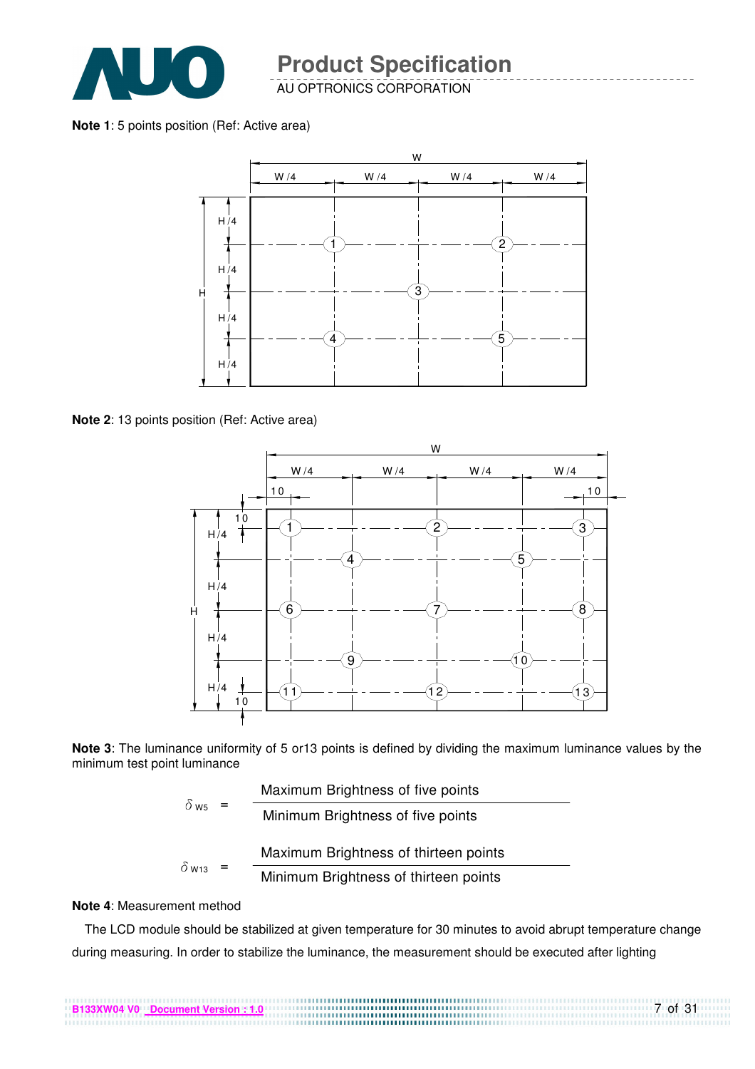**Note 1**: 5 points position (Ref: Active area)

**Note 2**: 13 points position (Ref: Active area)

**Note 3**: The luminance uniformity of 5 or13 points is defined by dividing the maximum luminance values by the minimum test point luminance

$$\delta_{W5} = \frac{\text{Maximum Brightness of five points}}{\text{Minimum Brightness of five points}}$$

$$\delta_{W13} = \frac{\text{Maximum Brightness of thirteen points}}{\text{Minimum Brightness of thirteen points}}$$

**Note 4**: Measurement method

The LCD module should be stabilized at given temperature for 30 minutes to avoid abrupt temperature change during measuring. In order to stabilize the luminance, the measurement should be executed after lighting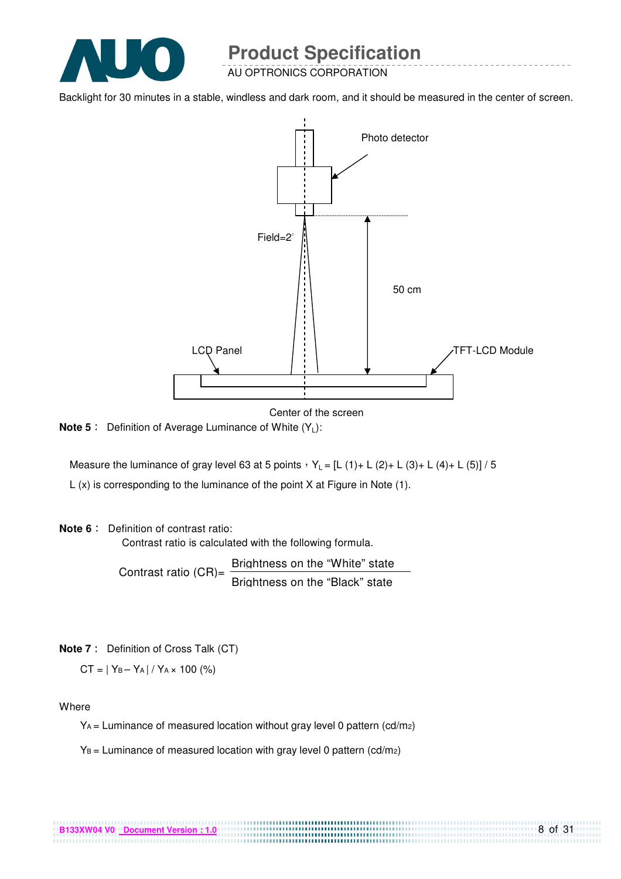Backlight for 30 minutes in a stable, windless and dark room, and it should be measured in the center of screen.

Photo detector

Field=2°

50 cm

LCD Panel

TFT-LCD Module

Center of the screen

**Note 5**： Definition of Average Luminance of White ($Y_L$):

Measure the luminance of gray level 63 at 5 points，$Y_L$ = [L (1)+ L (2)+ L (3)+ L (4)+ L (5)] / 5

L (x) is corresponding to the luminance of the point X at Figure in Note (1).

**Note 6**： Definition of contrast ratio:

Contrast ratio is calculated with the following formula.

$$\text{Contrast ratio (CR)} = \frac{\text{Brightness on the "White" state}}{\text{Brightness on the "Black" state}}$$

**Note 7**： Definition of Cross Talk (CT)

$$CT = | Y_B - Y_A | / Y_A \times 100 \ (\%)$$

Where

$Y_A$ = Luminance of measured location without gray level 0 pattern (cd/$m^2$)

$Y_B$ = Luminance of measured location with gray level 0 pattern (cd/$m^2$)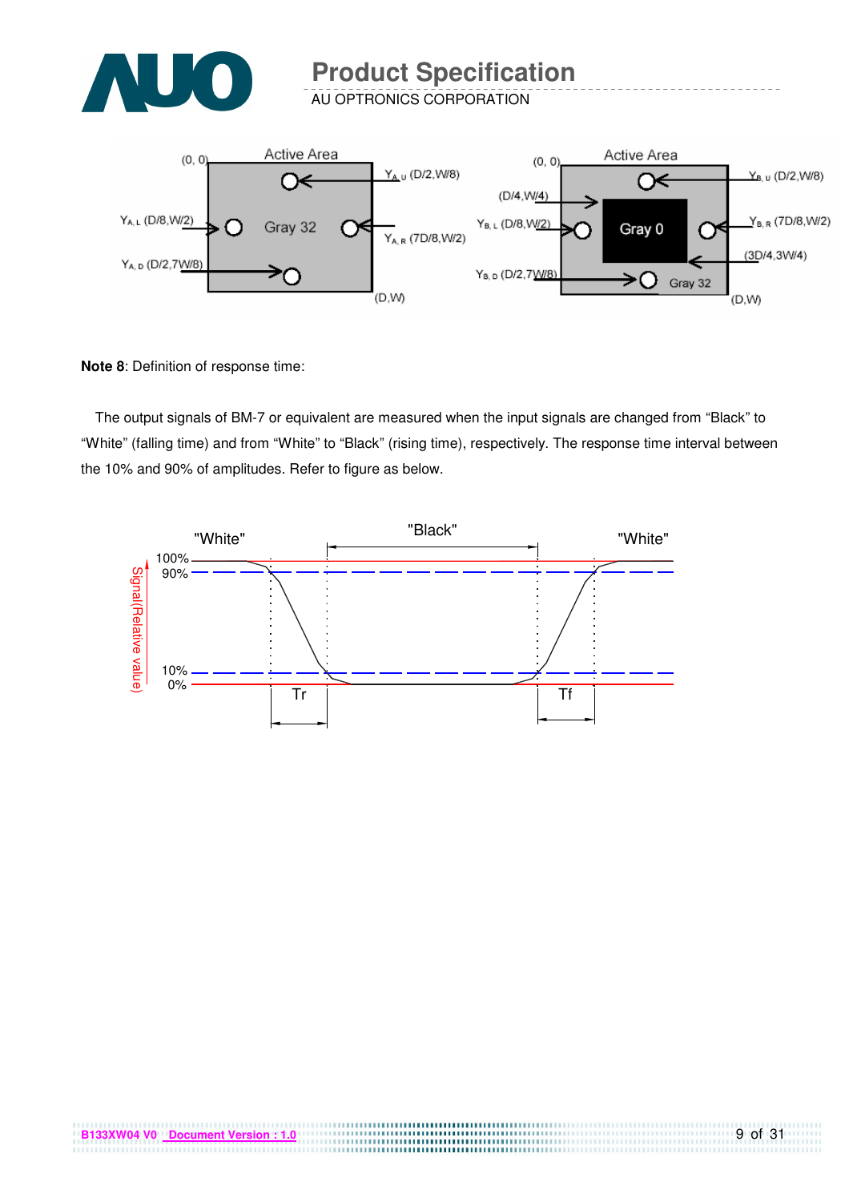**Note 8**: Definition of response time:

The output signals of BM-7 or equivalent are measured when the input signals are changed from “Black” to “White” (falling time) and from “White” to “Black” (rising time), respectively. The response time interval between the 10% and 90% of amplitudes. Refer to figure as below.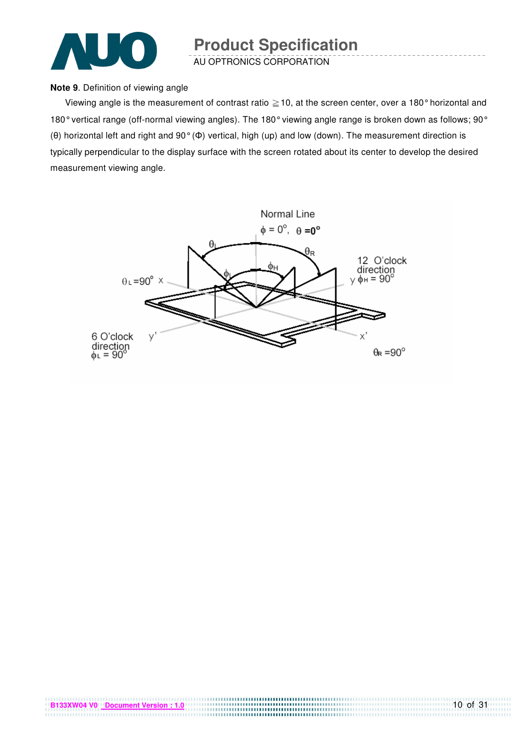**Note 9**. Definition of viewing angle

Viewing angle is the measurement of contrast ratio ≧10, at the screen center, over a 180° horizontal and 180° vertical range (off-normal viewing angles). The 180° viewing angle range is broken down as follows; 90° (θ) horizontal left and right and 90° (Φ) vertical, high (up) and low (down). The measurement direction is typically perpendicular to the display surface with the screen rotated about its center to develop the desired measurement viewing angle.

Normal Line
$\phi = 0^{o}$, $\theta = 0^{o}$

$\theta_L$ $\theta_R$ $\phi_L$ $\phi_H$

$\theta_L = 90^{o}$ x

12 O'clock direction
y $\phi_H = 90^{o}$

6 O'clock direction
$\phi_L = 90^{o}$ y'

x'

$\theta_R = 90^{o}$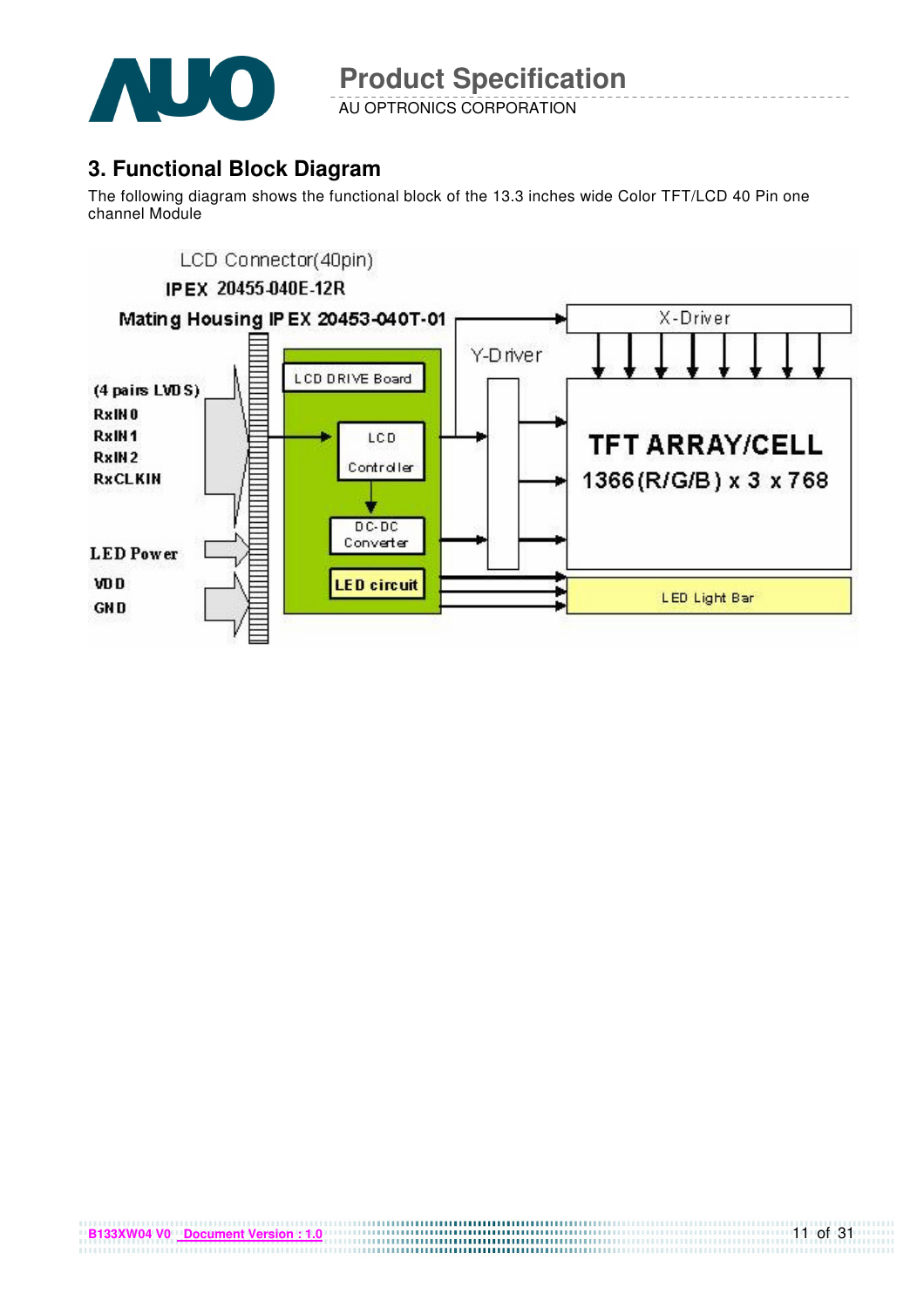## 3. Functional Block Diagram

The following diagram shows the functional block of the 13.3 inches wide Color TFT/LCD 40 Pin one channel Module

LCD Connector(40pin)

IPEX 20455-040E-12R

Mating Housing IPEX 20453-040T-01

(4 pairs LVDS)
RxIN0
RxIN1
RxIN2
RxCLKIN

LED Power

VDD

GND

LCD DRIVE Board

LCD Controller

DC-DC Converter

LED circuit

Y-Driver

X-Driver

TFT ARRAY/CELL
1366(R/G/B) x 3 x 768

LED Light Bar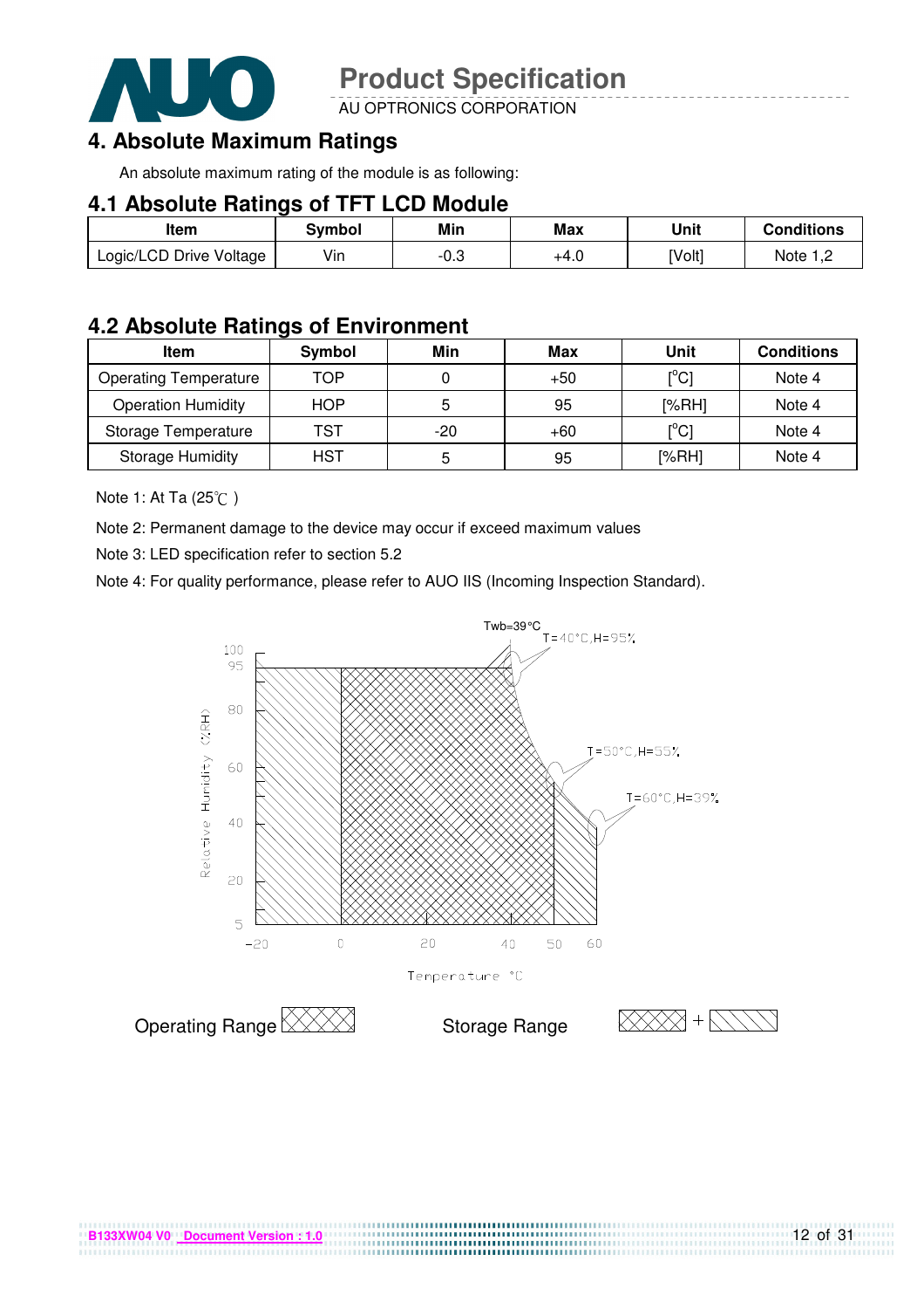# 4. Absolute Maximum Ratings

An absolute maximum rating of the module is as following:

## 4.1 Absolute Ratings of TFT LCD Module

| Item | Symbol | Min | Max | Unit | Conditions |
|---|---|---|---|---|---|
| Logic/LCD Drive Voltage | Vin | -0.3 | +4.0 | [Volt] | Note 1,2 |

## 4.2 Absolute Ratings of Environment

| Item | Symbol | Min | Max | Unit | Conditions |
|---|---|---|---|---|---|
| Operating Temperature | TOP | 0 | +50 | [°C] | Note 4 |
| Operation Humidity | HOP | 5 | 95 | [%RH] | Note 4 |
| Storage Temperature | TST | -20 | +60 | [°C] | Note 4 |
| Storage Humidity | HST | 5 | 95 | [%RH] | Note 4 |

Note 1: At Ta (25℃ )

Note 2: Permanent damage to the device may occur if exceed maximum values

Note 3: LED specification refer to section 5.2

Note 4: For quality performance, please refer to AUO IIS (Incoming Inspection Standard).

Twb=39°C
T=40°C,H=95%
T=50°C,H=55%
T=60°C,H=39%

Relative Humidity (%RH)
100, 95, 80, 60, 40, 20, 5

-20, 0, 20, 40, 50, 60
Temperature °C

Operating Range

Storage Range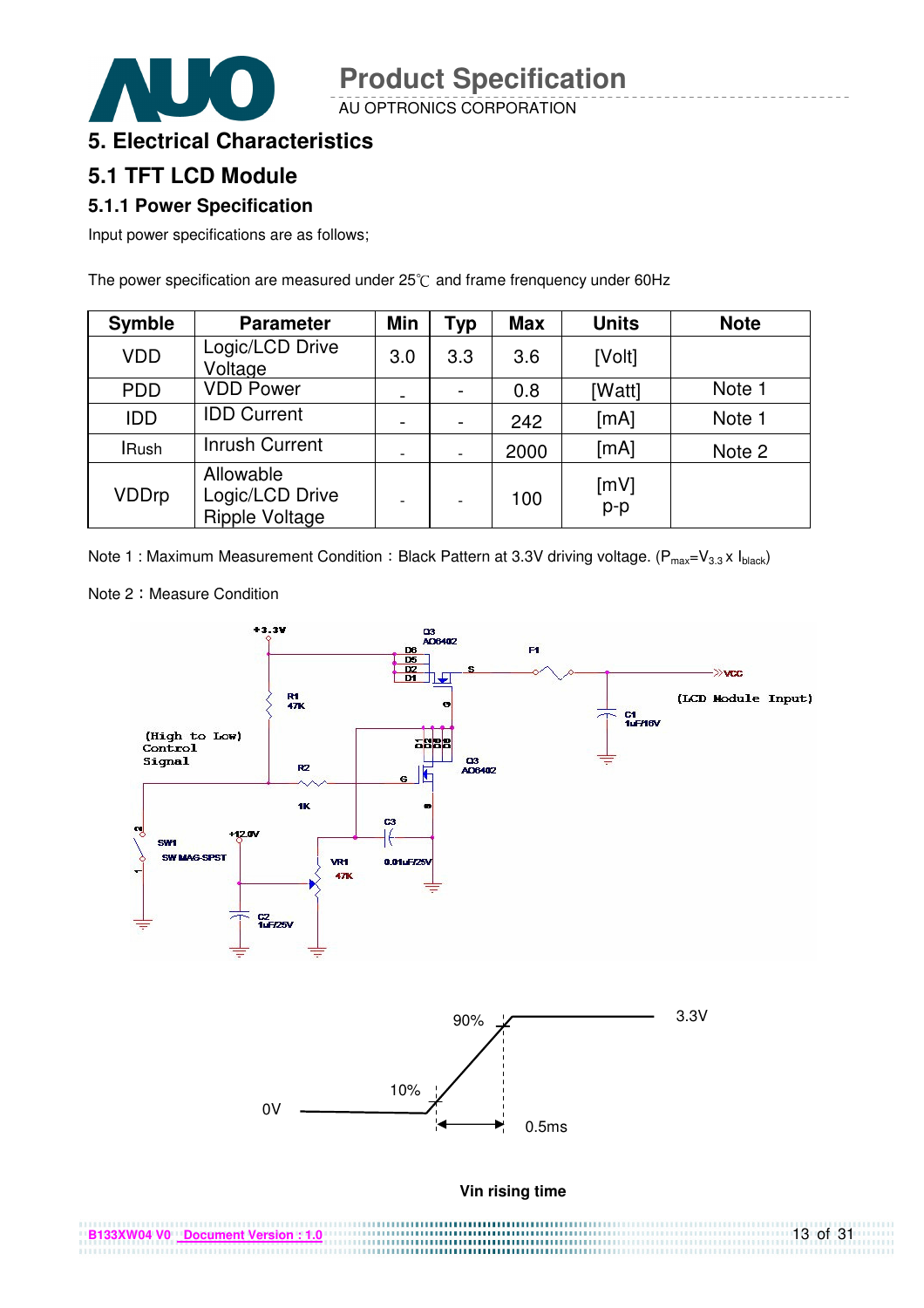## 5. Electrical Characteristics

## 5.1 TFT LCD Module

### 5.1.1 Power Specification

Input power specifications are as follows;

The power specification are measured under 25℃ and frame frenquency under 60Hz

| Symble | Parameter | Min | Typ | Max | Units | Note |
|---|---|---|---|---|---|---|
| VDD | Logic/LCD Drive Voltage | 3.0 | 3.3 | 3.6 | [Volt] | |
| PDD | VDD Power | - | - | 0.8 | [Watt] | Note 1 |
| IDD | IDD Current | - | - | 242 | [mA] | Note 1 |
| IRush | Inrush Current | - | - | 2000 | [mA] | Note 2 |
| VDDrp | Allowable Logic/LCD Drive Ripple Voltage | - | - | 100 | [mV] p-p | |

Note 1 : Maximum Measurement Condition：Black Pattern at 3.3V driving voltage. ($P_{max}=V_{3.3} \times I_{black}$)

Note 2：Measure Condition

Vin rising time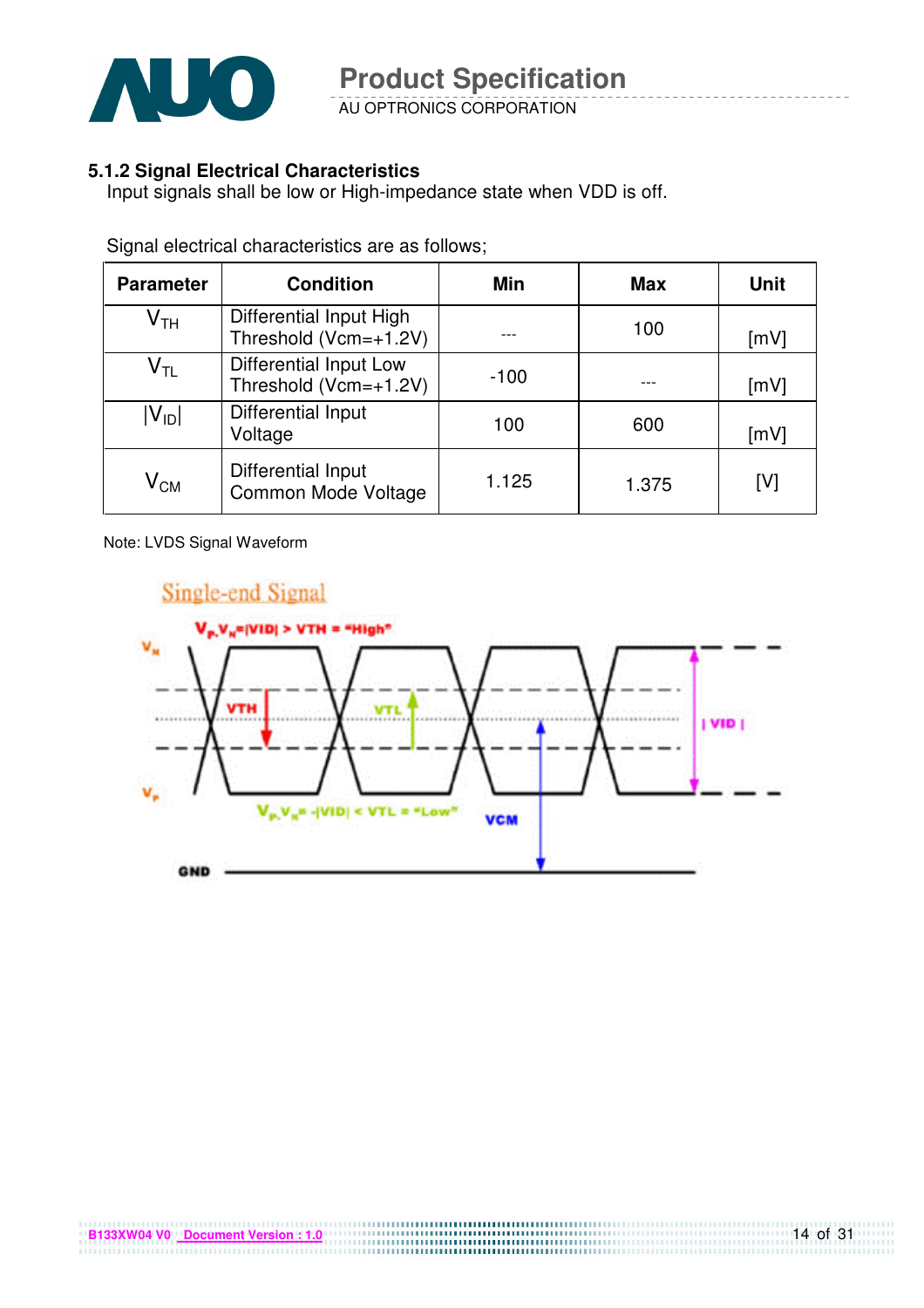### 5.1.2 Signal Electrical Characteristics

Input signals shall be low or High-impedance state when VDD is off.

Signal electrical characteristics are as follows;

| Parameter | Condition | Min | Max | Unit |
|---|---|---|---|---|
| $V_{TH}$ | Differential Input High Threshold (Vcm=+1.2V) | --- | 100 | [mV] |
| $V_{TL}$ | Differential Input Low Threshold (Vcm=+1.2V) | -100 | --- | [mV] |
| $\lvert V_{ID} \rvert$ | Differential Input Voltage | 100 | 600 | [mV] |
| $V_{CM}$ | Differential Input Common Mode Voltage | 1.125 | 1.375 | [V] |

Note: LVDS Signal Waveform

Single-end Signal

$V_P$-$V_N$=|VID| > VTH = "High"

$V_P$-$V_N$= -|VID| < VTL = "Low"

$V_N$, $V_P$, VTH, VTL, | VID |, VCM, GND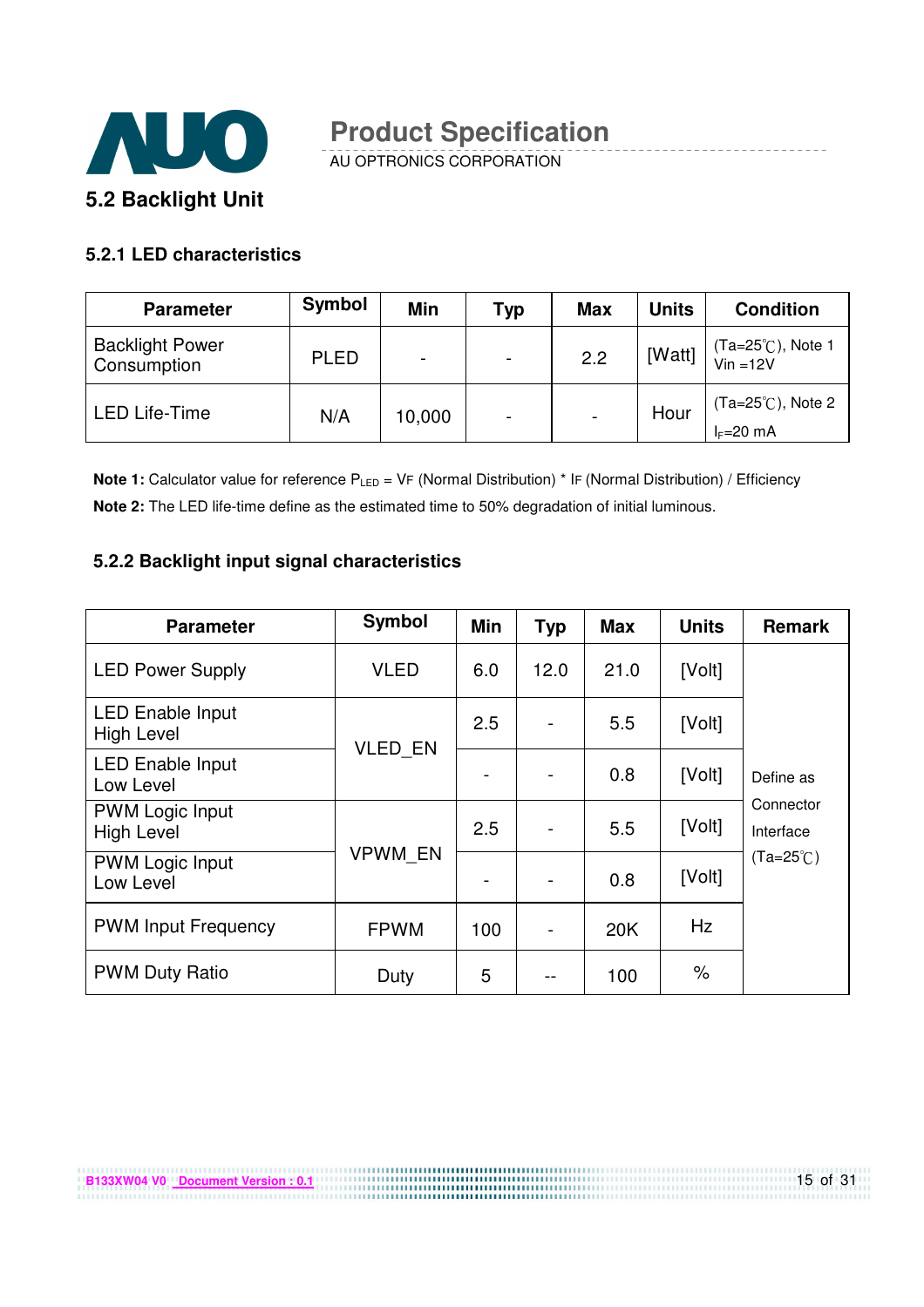## 5.2 Backlight Unit

### 5.2.1 LED characteristics

| Parameter | Symbol | Min | Typ | Max | Units | Condition |
|---|---|---|---|---|---|---|
| Backlight Power Consumption | PLED | - | - | 2.2 | [Watt] | (Ta=25℃), Note 1 Vin =12V |
| LED Life-Time | N/A | 10,000 | - | - | Hour | (Ta=25℃), Note 2 $I_F$=20 mA |

**Note 1:** Calculator value for reference $P_{LED}$ = VF (Normal Distribution) * IF (Normal Distribution) / Efficiency

**Note 2:** The LED life-time define as the estimated time to 50% degradation of initial luminous.

### 5.2.2 Backlight input signal characteristics

| Parameter | Symbol | Min | Typ | Max | Units | Remark |
|---|---|---|---|---|---|---|
| LED Power Supply | VLED | 6.0 | 12.0 | 21.0 | [Volt] | Define as Connector Interface (Ta=25℃) |
| LED Enable Input High Level | VLED_EN | 2.5 | - | 5.5 | [Volt] | |
| LED Enable Input Low Level | | - | - | 0.8 | [Volt] | |
| PWM Logic Input High Level | VPWM_EN | 2.5 | - | 5.5 | [Volt] | |
| PWM Logic Input Low Level | | - | - | 0.8 | [Volt] | |
| PWM Input Frequency | FPWM | 100 | - | 20K | Hz | |
| PWM Duty Ratio | Duty | 5 | -- | 100 | % | |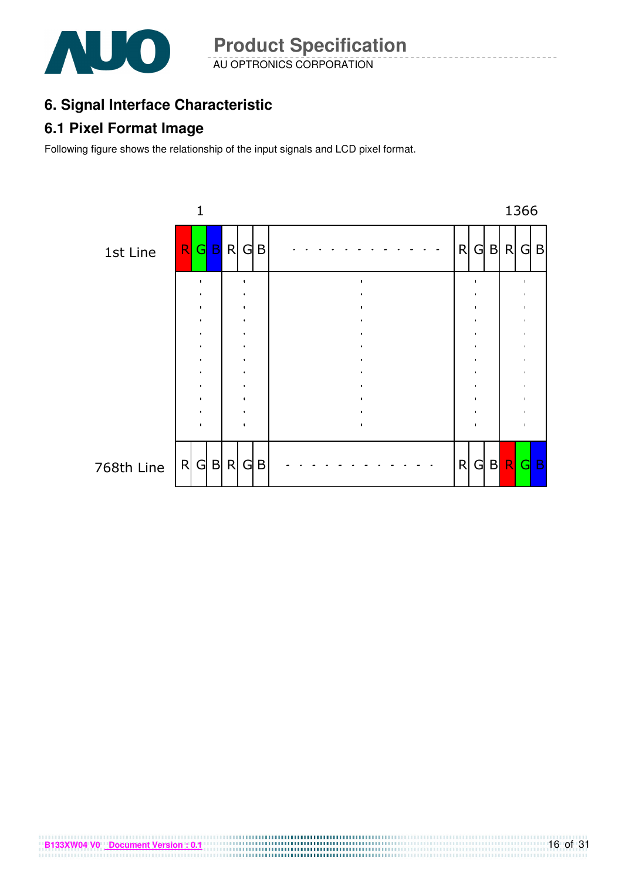## 6. Signal Interface Characteristic

### 6.1 Pixel Format Image

Following figure shows the relationship of the input signals and LCD pixel format.

| | 1 | | | | | | | | | | | 1366 |
|---|---|---|---|---|---|---|---|---|---|---|---|---|
| 1st Line | R | G | B | R | G | B | - - - - - - - - - - - - | R | G | B | R | G | B |
| | . | | | . | | | . | . | | | . | | |
| 768th Line | R | G | B | R | G | B | - - - - - - - - - - - - | R | G | B | R | G | B |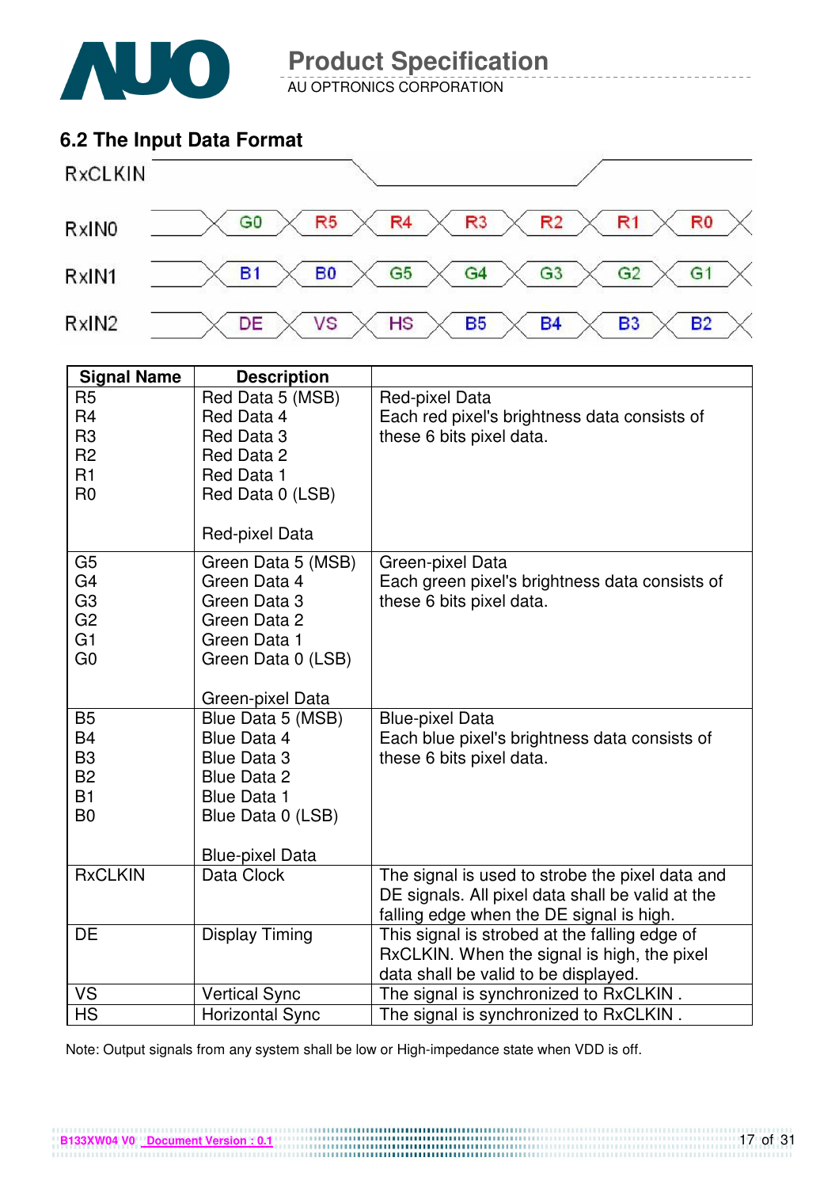## 6.2 The Input Data Format

| RxCLKIN | | | | | | | |
|---|---|---|---|---|---|---|---|
| RxIN0 | G0 | R5 | R4 | R3 | R2 | R1 | R0 |
| RxIN1 | B1 | B0 | G5 | G4 | G3 | G2 | G1 |
| RxIN2 | DE | VS | HS | B5 | B4 | B3 | B2 |

| Signal Name | Description | |
|---|---|---|
| R5<br>R4<br>R3<br>R2<br>R1<br>R0 | Red Data 5 (MSB)<br>Red Data 4<br>Red Data 3<br>Red Data 2<br>Red Data 1<br>Red Data 0 (LSB)<br><br>Red-pixel Data | Red-pixel Data<br>Each red pixel's brightness data consists of these 6 bits pixel data. |
| G5<br>G4<br>G3<br>G2<br>G1<br>G0 | Green Data 5 (MSB)<br>Green Data 4<br>Green Data 3<br>Green Data 2<br>Green Data 1<br>Green Data 0 (LSB)<br><br>Green-pixel Data | Green-pixel Data<br>Each green pixel's brightness data consists of these 6 bits pixel data. |
| B5<br>B4<br>B3<br>B2<br>B1<br>B0 | Blue Data 5 (MSB)<br>Blue Data 4<br>Blue Data 3<br>Blue Data 2<br>Blue Data 1<br>Blue Data 0 (LSB)<br><br>Blue-pixel Data | Blue-pixel Data<br>Each blue pixel's brightness data consists of these 6 bits pixel data. |
| RxCLKIN | Data Clock | The signal is used to strobe the pixel data and DE signals. All pixel data shall be valid at the falling edge when the DE signal is high. |
| DE | Display Timing | This signal is strobed at the falling edge of RxCLKIN. When the signal is high, the pixel data shall be valid to be displayed. |
| VS | Vertical Sync | The signal is synchronized to RxCLKIN . |
| HS | Horizontal Sync | The signal is synchronized to RxCLKIN . |

Note: Output signals from any system shall be low or High-impedance state when VDD is off.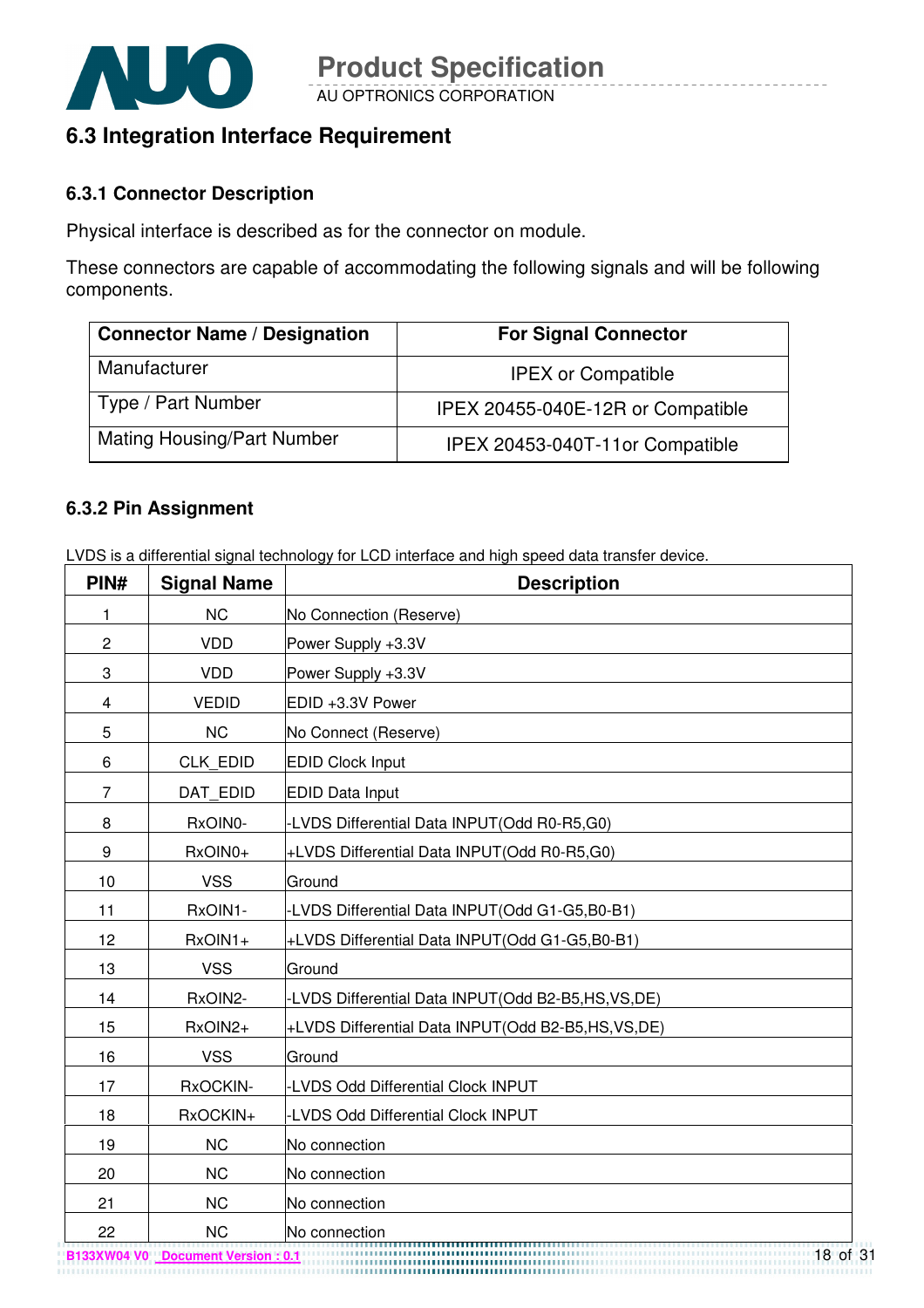## 6.3 Integration Interface Requirement

### 6.3.1 Connector Description

Physical interface is described as for the connector on module.

These connectors are capable of accommodating the following signals and will be following components.

| Connector Name / Designation | For Signal Connector |
|---|---|
| Manufacturer | IPEX or Compatible |
| Type / Part Number | IPEX 20455-040E-12R or Compatible |
| Mating Housing/Part Number | IPEX 20453-040T-11or Compatible |

### 6.3.2 Pin Assignment

LVDS is a differential signal technology for LCD interface and high speed data transfer device.

| PIN# | Signal Name | Description |
|---|---|---|
| 1 | NC | No Connection (Reserve) |
| 2 | VDD | Power Supply +3.3V |
| 3 | VDD | Power Supply +3.3V |
| 4 | VEDID | EDID +3.3V Power |
| 5 | NC | No Connect (Reserve) |
| 6 | CLK_EDID | EDID Clock Input |
| 7 | DAT_EDID | EDID Data Input |
| 8 | RxOIN0- | -LVDS Differential Data INPUT(Odd R0-R5,G0) |
| 9 | RxOIN0+ | +LVDS Differential Data INPUT(Odd R0-R5,G0) |
| 10 | VSS | Ground |
| 11 | RxOIN1- | -LVDS Differential Data INPUT(Odd G1-G5,B0-B1) |
| 12 | RxOIN1+ | +LVDS Differential Data INPUT(Odd G1-G5,B0-B1) |
| 13 | VSS | Ground |
| 14 | RxOIN2- | -LVDS Differential Data INPUT(Odd B2-B5,HS,VS,DE) |
| 15 | RxOIN2+ | +LVDS Differential Data INPUT(Odd B2-B5,HS,VS,DE) |
| 16 | VSS | Ground |
| 17 | RxOCKIN- | -LVDS Odd Differential Clock INPUT |
| 18 | RxOCKIN+ | -LVDS Odd Differential Clock INPUT |
| 19 | NC | No connection |
| 20 | NC | No connection |
| 21 | NC | No connection |
| 22 | NC | No connection |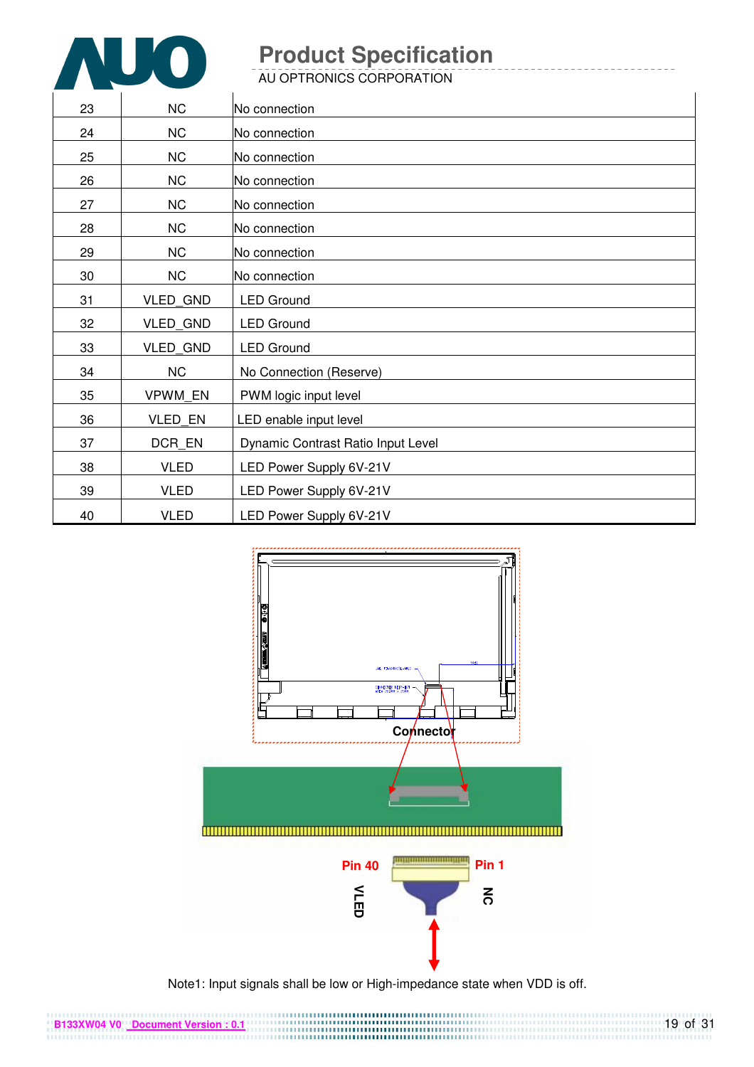| 23 | NC | No connection |
|---|---|---|
| 24 | NC | No connection |
| 25 | NC | No connection |
| 26 | NC | No connection |
| 27 | NC | No connection |
| 28 | NC | No connection |
| 29 | NC | No connection |
| 30 | NC | No connection |
| 31 | VLED_GND | LED Ground |
| 32 | VLED_GND | LED Ground |
| 33 | VLED_GND | LED Ground |
| 34 | NC | No Connection (Reserve) |
| 35 | VPWM_EN | PWM logic input level |
| 36 | VLED_EN | LED enable input level |
| 37 | DCR_EN | Dynamic Contrast Ratio Input Level |
| 38 | VLED | LED Power Supply 6V-21V |
| 39 | VLED | LED Power Supply 6V-21V |
| 40 | VLED | LED Power Supply 6V-21V |

Connector

Pin 40 VLED

Pin 1 NC

Note1: Input signals shall be low or High-impedance state when VDD is off.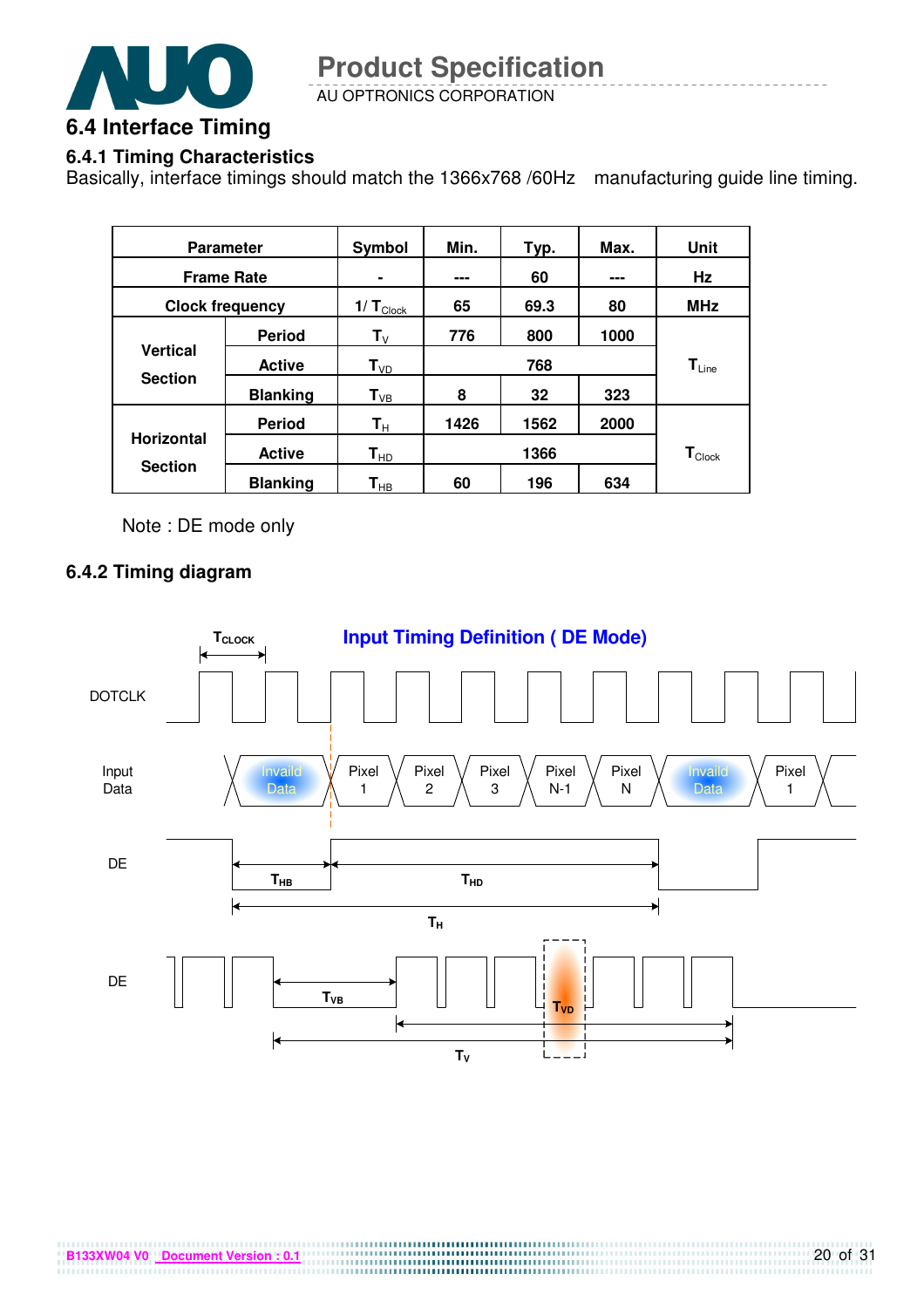## 6.4 Interface Timing

### 6.4.1 Timing Characteristics

Basically, interface timings should match the 1366x768 /60Hz manufacturing guide line timing.

| Parameter | | Symbol | Min. | Typ. | Max. | Unit |
|---|---|---|---|---|---|---|
| Frame Rate | | - | --- | 60 | --- | Hz |
| Clock frequency | | $1/T_{Clock}$ | 65 | 69.3 | 80 | MHz |
| Vertical Section | Period | $T_V$ | 776 | 800 | 1000 | $T_{Line}$ |
| | Active | $T_{VD}$ | | 768 | | |
| | Blanking | $T_{VB}$ | 8 | 32 | 323 | |
| Horizontal Section | Period | $T_H$ | 1426 | 1562 | 2000 | $T_{Clock}$ |
| | Active | $T_{HD}$ | | 1366 | | |
| | Blanking | $T_{HB}$ | 60 | 196 | 634 | |

Note : DE mode only

### 6.4.2 Timing diagram

**Input Timing Definition ( DE Mode)**

$T_{CLOCK}$

DOTCLK

Input Data: Invaild Data | Pixel 1 | Pixel 2 | Pixel 3 | Pixel N-1 | Pixel N | Invaild Data | Pixel 1

DE: $T_{HB}$ $T_{HD}$ $T_H$

DE: $T_{VB}$ $T_{VD}$ $T_V$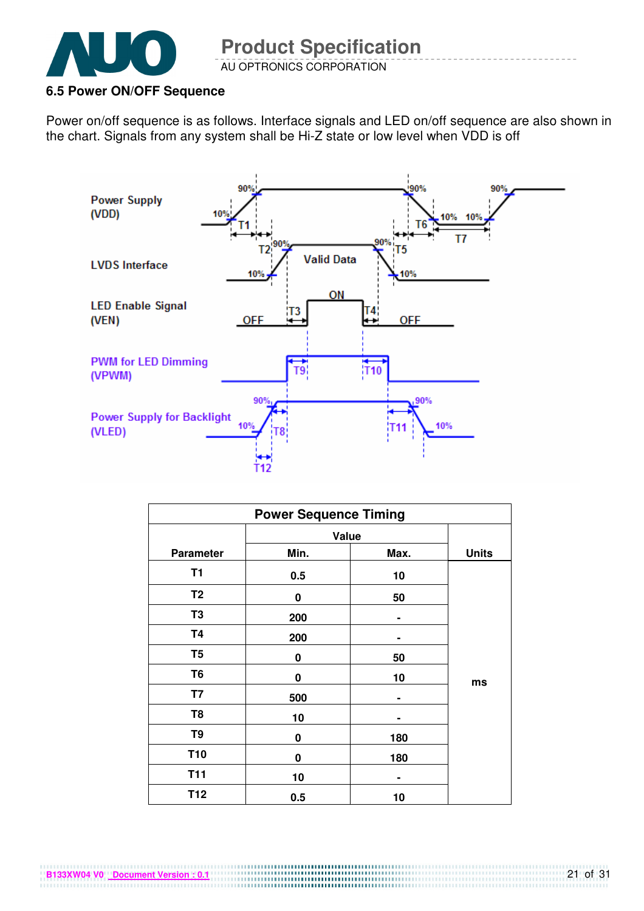## 6.5 Power ON/OFF Sequence

Power on/off sequence is as follows. Interface signals and LED on/off sequence are also shown in the chart. Signals from any system shall be Hi-Z state or low level when VDD is off

| Power Sequence Timing | | | |
|---|---|---|---|
| Parameter | Value | | Units |
| | Min. | Max. | |
| T1 | 0.5 | 10 | ms |
| T2 | 0 | 50 | |
| T3 | 200 | - | |
| T4 | 200 | - | |
| T5 | 0 | 50 | |
| T6 | 0 | 10 | |
| T7 | 500 | - | |
| T8 | 10 | - | |
| T9 | 0 | 180 | |
| T10 | 0 | 180 | |
| T11 | 10 | - | |
| T12 | 0.5 | 10 | |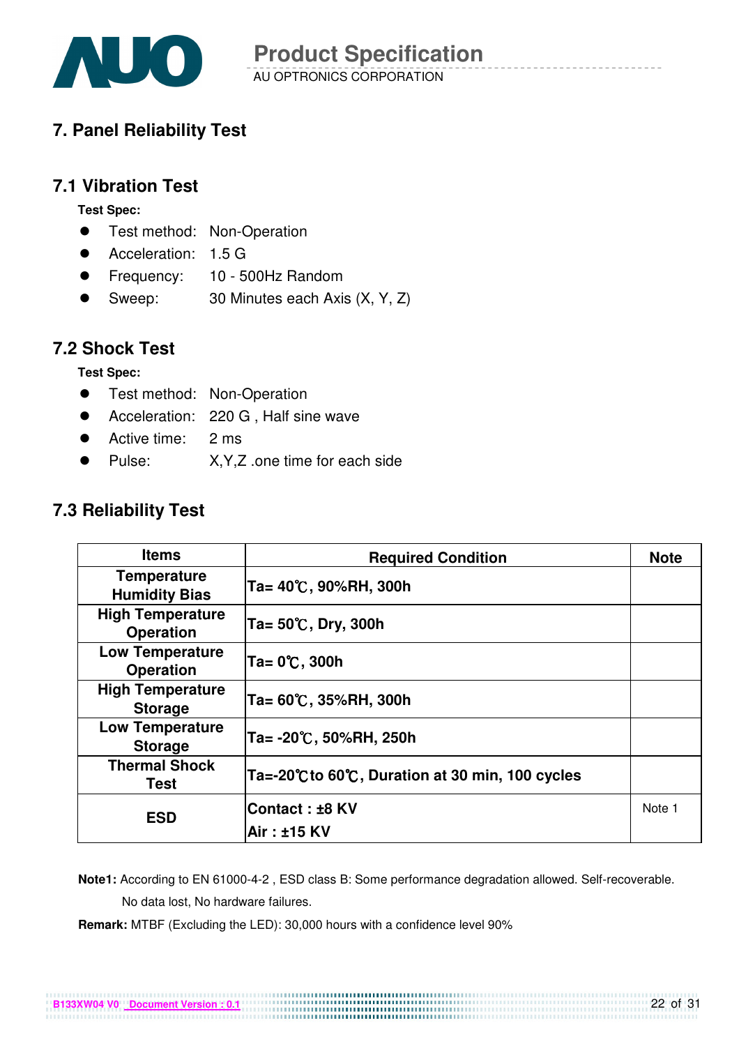## 7. Panel Reliability Test

### 7.1 Vibration Test

**Test Spec:**

- Test method: Non-Operation
- Acceleration: 1.5 G
- Frequency: 10 - 500Hz Random
- Sweep: 30 Minutes each Axis (X, Y, Z)

### 7.2 Shock Test

**Test Spec:**

- Test method: Non-Operation
- Acceleration: 220 G , Half sine wave
- Active time: 2 ms
- Pulse: X,Y,Z .one time for each side

### 7.3 Reliability Test

| Items | Required Condition | Note |
|---|---|---|
| Temperature Humidity Bias | Ta= 40℃, 90%RH, 300h | |
| High Temperature Operation | Ta= 50℃, Dry, 300h | |
| Low Temperature Operation | Ta= 0℃, 300h | |
| High Temperature Storage | Ta= 60℃, 35%RH, 300h | |
| Low Temperature Storage | Ta= -20℃, 50%RH, 250h | |
| Thermal Shock Test | Ta=-20℃to 60℃, Duration at 30 min, 100 cycles | |
| ESD | Contact : ±8 KV<br>Air : ±15 KV | Note 1 |

**Note1:** According to EN 61000-4-2 , ESD class B: Some performance degradation allowed. Self-recoverable. No data lost, No hardware failures.

**Remark:** MTBF (Excluding the LED): 30,000 hours with a confidence level 90%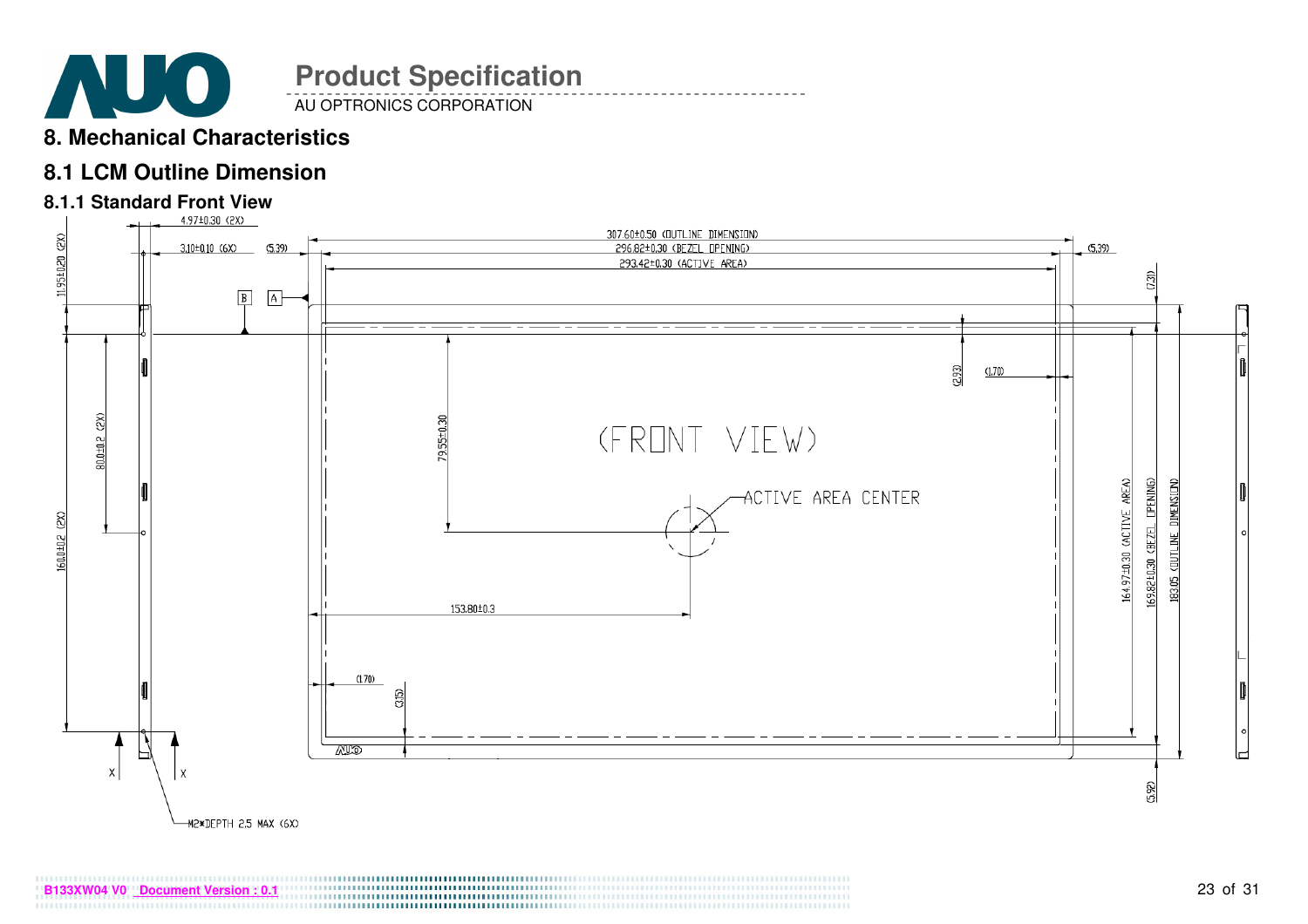# 8. Mechanical Characteristics

## 8.1 LCM Outline Dimension

### 8.1.1 Standard Front View

4.97±0.30 (2X)

3.10±0.10 (6X)

(5.39)

307.60±0.50 (OUTLINE DIMENSION)

296.82±0.30 (BEZEL OPENING)

293.42±0.30 (ACTIVE AREA)

(5.39)

11.95±0.20 (2X)

(7.31)

B

A

(2.93)

(1.70)

80.0±0.2 (2X)

79.55±0.30

(FRONT VIEW)

ACTIVE AREA CENTER

160.0±0.2 (2X)

164.97±0.30 (ACTIVE AREA)

169.82±0.30 (BEZEL OPENING)

183.05 (OUTLINE DIMENSION)

153.80±0.3

(1.70)

(3.15)

X

X

(5.92)

M2*DEPTH 2.5 MAX (6X)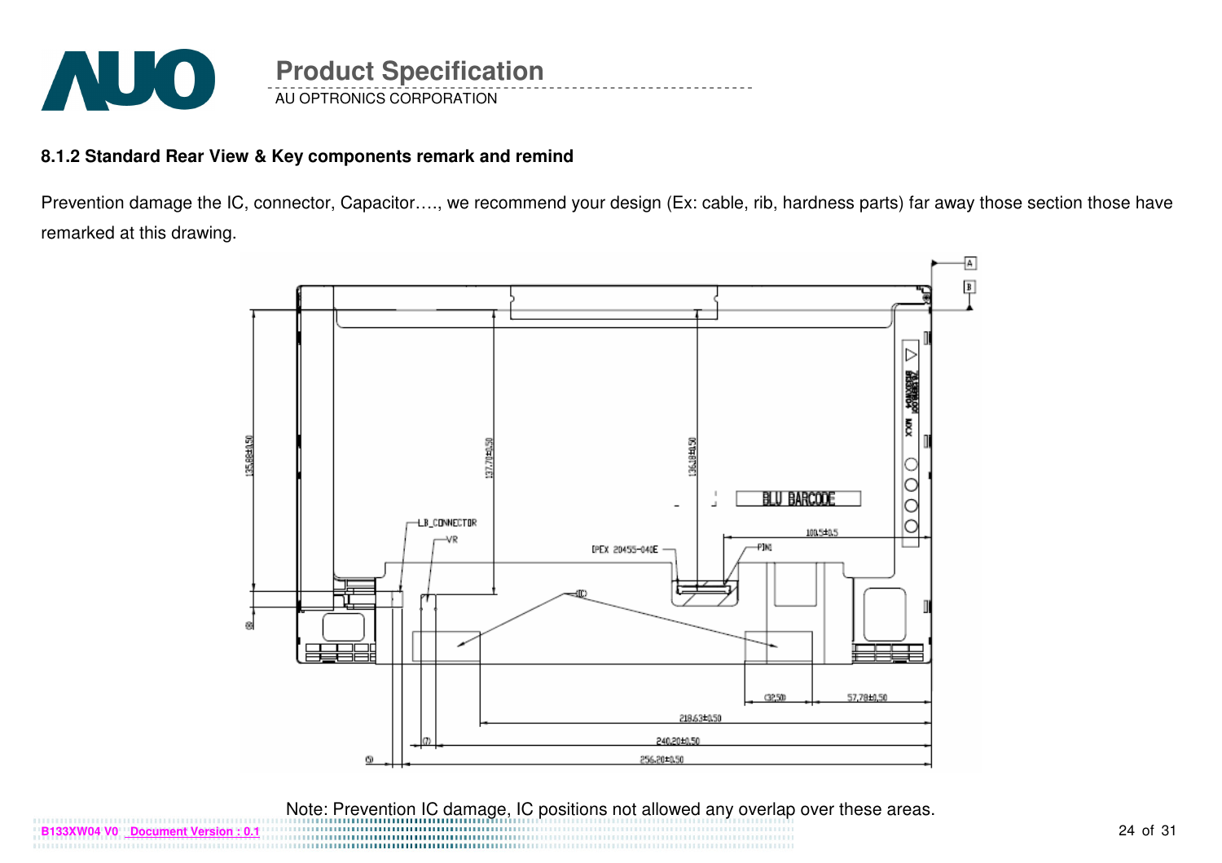### 8.1.2 Standard Rear View & Key components remark and remind

Prevention damage the IC, connector, Capacitor…., we recommend your design (Ex: cable, rib, hardness parts) far away those section those have remarked at this drawing.

Note: Prevention IC damage, IC positions not allowed any overlap over these areas.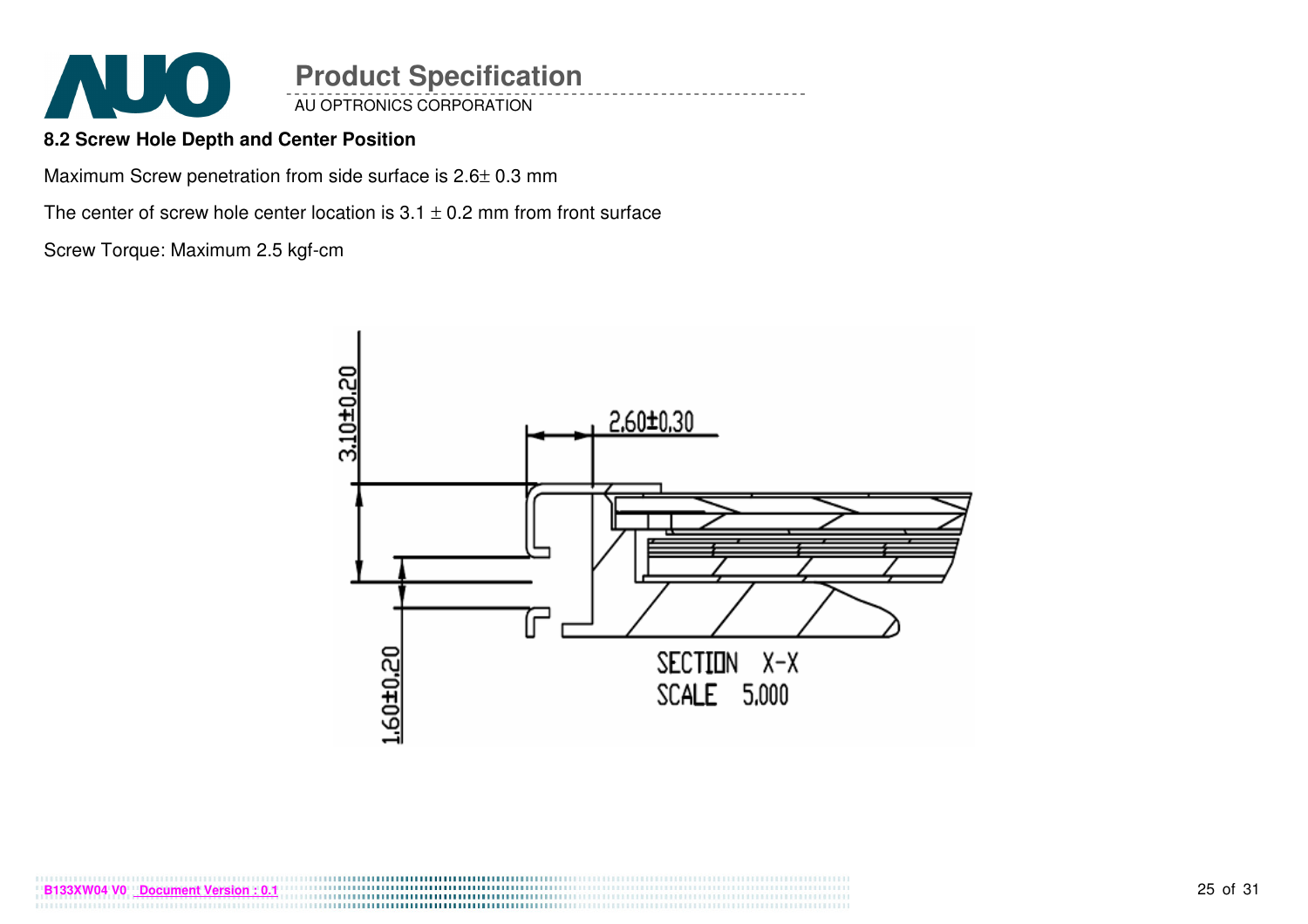### 8.2 Screw Hole Depth and Center Position

Maximum Screw penetration from side surface is 2.6± 0.3 mm

The center of screw hole center location is 3.1 ± 0.2 mm from front surface

Screw Torque: Maximum 2.5 kgf-cm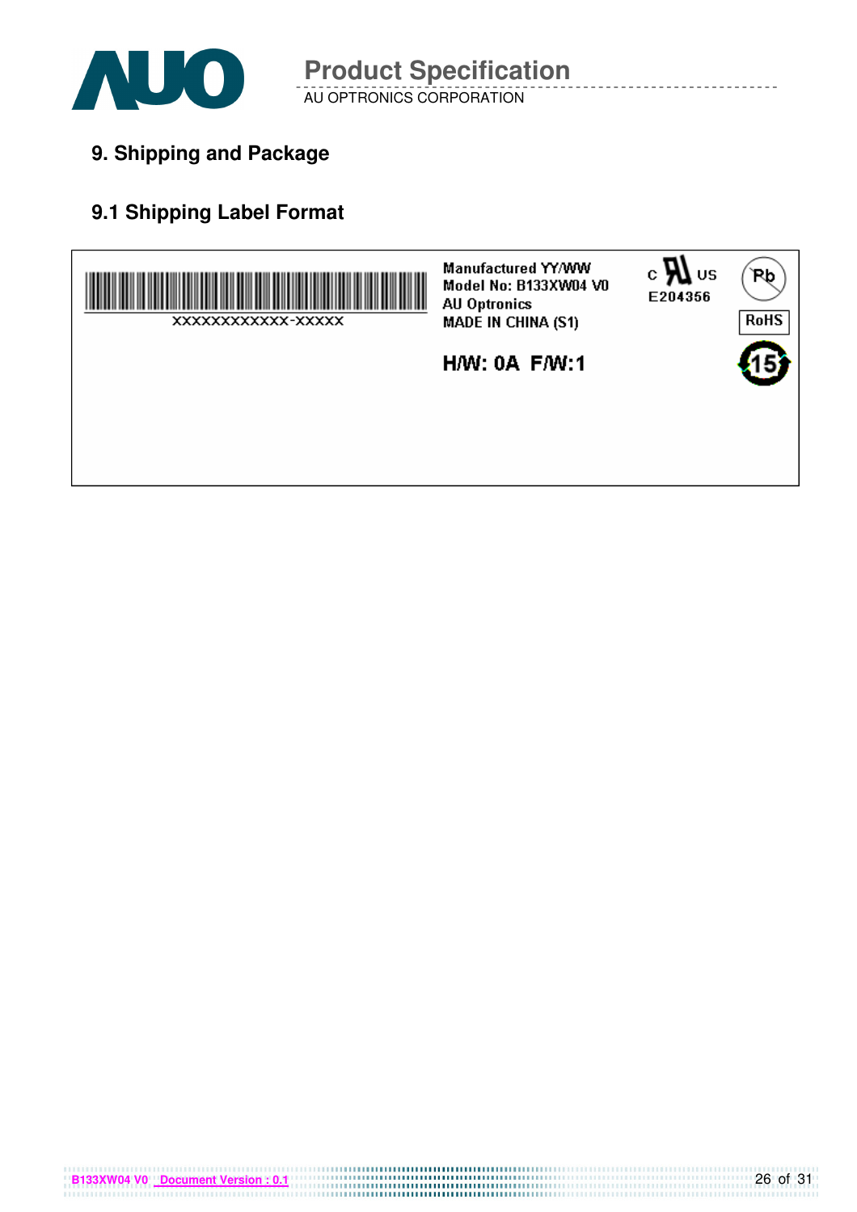## 9. Shipping and Package

### 9.1 Shipping Label Format

XXXXXXXXXXXX-XXXXX

Manufactured YY/WW
Model No: B133XW04 V0
AU Optronics
MADE IN CHINA (S1)

H/W: 0A F/W:1

c US
E204356

Pb

RoHS

15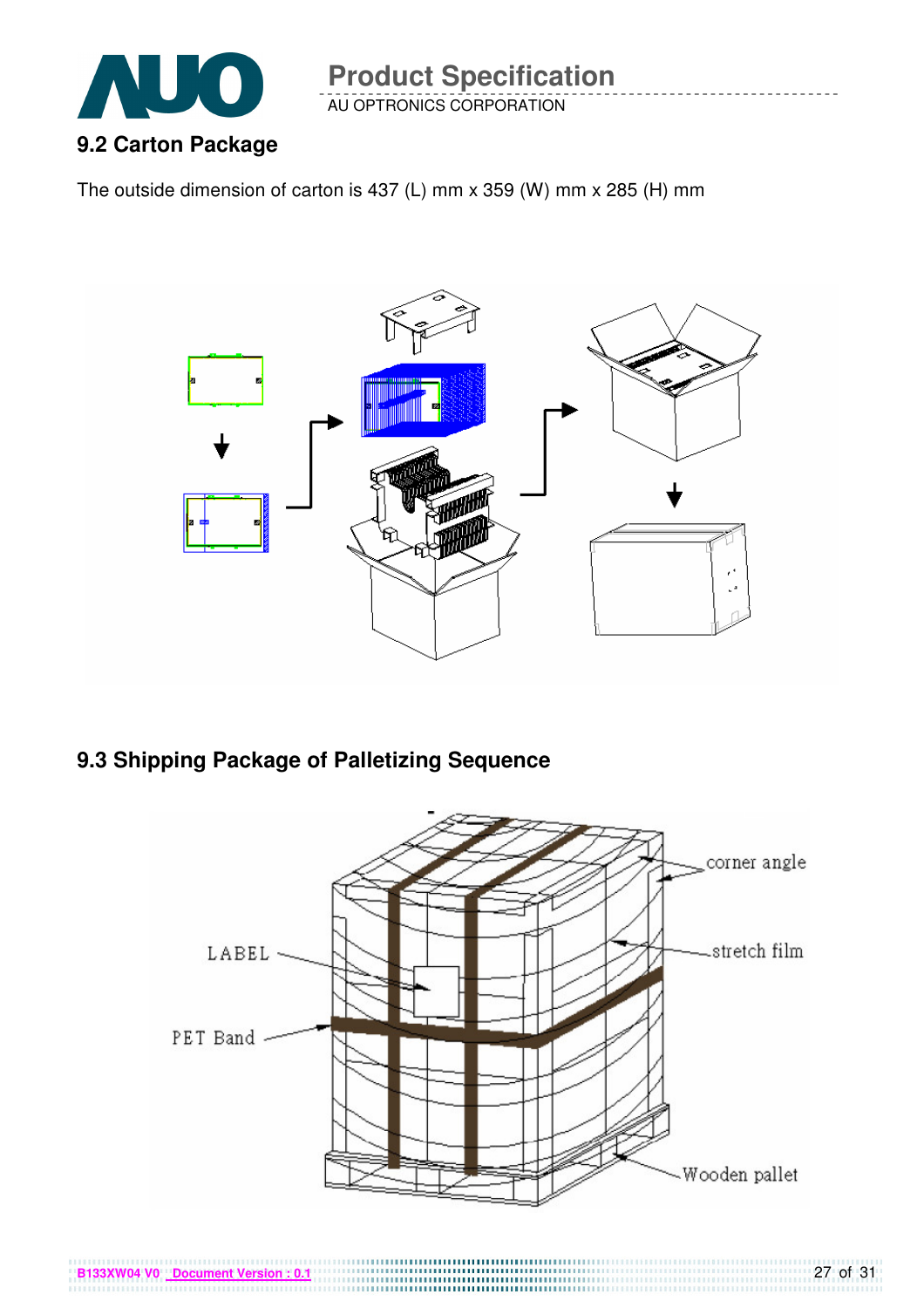## 9.2 Carton Package

The outside dimension of carton is 437 (L) mm x 359 (W) mm x 285 (H) mm

## 9.3 Shipping Package of Palletizing Sequence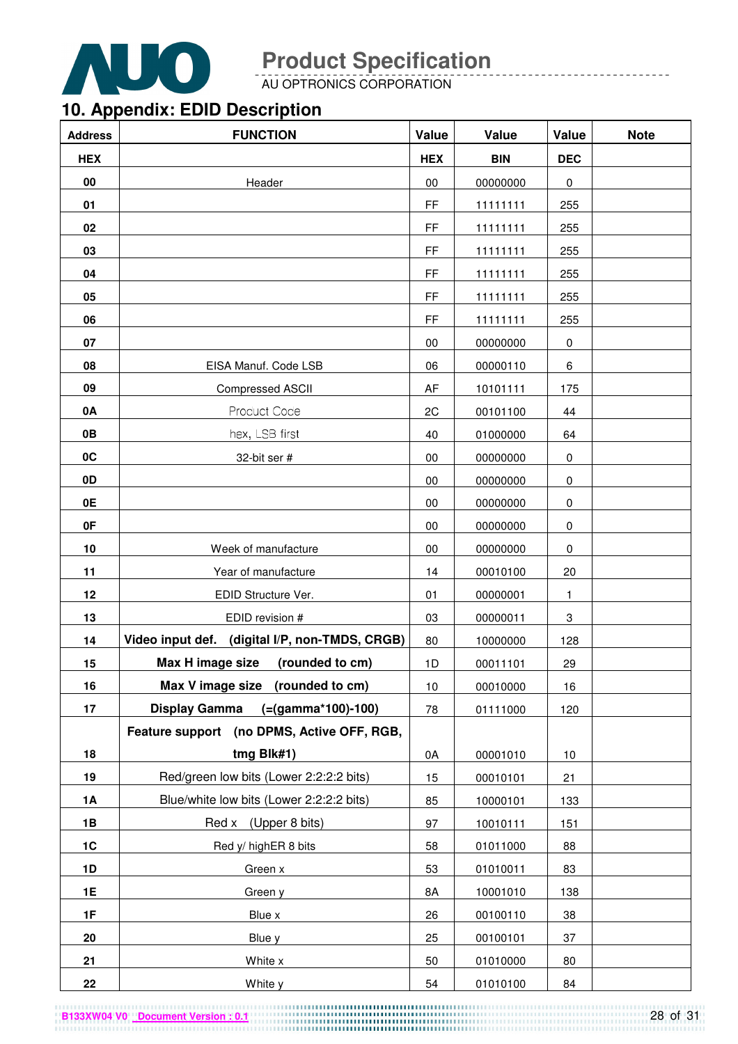## 10. Appendix: EDID Description

| Address | FUNCTION | Value | Value | Value | Note |
|---|---|---|---|---|---|
| HEX | | HEX | BIN | DEC | |
| 00 | Header | 00 | 00000000 | 0 | |
| 01 | | FF | 11111111 | 255 | |
| 02 | | FF | 11111111 | 255 | |
| 03 | | FF | 11111111 | 255 | |
| 04 | | FF | 11111111 | 255 | |
| 05 | | FF | 11111111 | 255 | |
| 06 | | FF | 11111111 | 255 | |
| 07 | | 00 | 00000000 | 0 | |
| 08 | EISA Manuf. Code LSB | 06 | 00000110 | 6 | |
| 09 | Compressed ASCII | AF | 10101111 | 175 | |
| 0A | Product Code | 2C | 00101100 | 44 | |
| 0B | hex, LSB first | 40 | 01000000 | 64 | |
| 0C | 32-bit ser # | 00 | 00000000 | 0 | |
| 0D | | 00 | 00000000 | 0 | |
| 0E | | 00 | 00000000 | 0 | |
| 0F | | 00 | 00000000 | 0 | |
| 10 | Week of manufacture | 00 | 00000000 | 0 | |
| 11 | Year of manufacture | 14 | 00010100 | 20 | |
| 12 | EDID Structure Ver. | 01 | 00000001 | 1 | |
| 13 | EDID revision # | 03 | 00000011 | 3 | |
| 14 | **Video input def. (digital I/P, non-TMDS, CRGB)** | 80 | 10000000 | 128 | |
| 15 | **Max H image size (rounded to cm)** | 1D | 00011101 | 29 | |
| 16 | **Max V image size (rounded to cm)** | 10 | 00010000 | 16 | |
| 17 | **Display Gamma (=(gamma*100)-100)** | 78 | 01111000 | 120 | |
| 18 | **Feature support (no DPMS, Active OFF, RGB, tmg Blk#1)** | 0A | 00001010 | 10 | |
| 19 | Red/green low bits (Lower 2:2:2:2 bits) | 15 | 00010101 | 21 | |
| 1A | Blue/white low bits (Lower 2:2:2:2 bits) | 85 | 10000101 | 133 | |
| 1B | Red x (Upper 8 bits) | 97 | 10010111 | 151 | |
| 1C | Red y/ highER 8 bits | 58 | 01011000 | 88 | |
| 1D | Green x | 53 | 01010011 | 83 | |
| 1E | Green y | 8A | 10001010 | 138 | |
| 1F | Blue x | 26 | 00100110 | 38 | |
| 20 | Blue y | 25 | 00100101 | 37 | |
| 21 | White x | 50 | 01010000 | 80 | |
| 22 | White y | 54 | 01010100 | 84 | |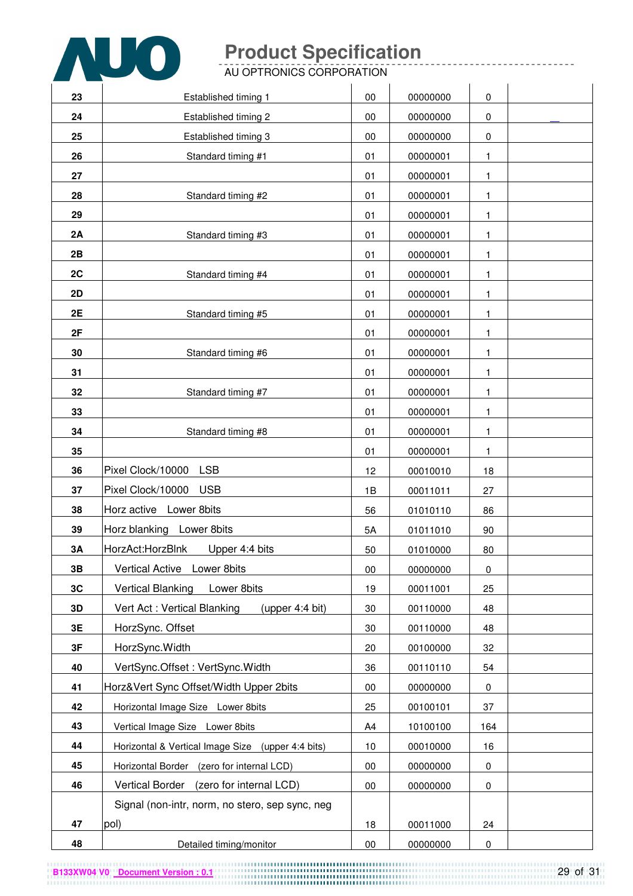| | | | | | |
|---|---|---|---|---|---|
| 23 | Established timing 1 | 00 | 00000000 | 0 | |
| 24 | Established timing 2 | 00 | 00000000 | 0 | __ |
| 25 | Established timing 3 | 00 | 00000000 | 0 | |
| 26 | Standard timing #1 | 01 | 00000001 | 1 | |
| 27 | | 01 | 00000001 | 1 | |
| 28 | Standard timing #2 | 01 | 00000001 | 1 | |
| 29 | | 01 | 00000001 | 1 | |
| 2A | Standard timing #3 | 01 | 00000001 | 1 | |
| 2B | | 01 | 00000001 | 1 | |
| 2C | Standard timing #4 | 01 | 00000001 | 1 | |
| 2D | | 01 | 00000001 | 1 | |
| 2E | Standard timing #5 | 01 | 00000001 | 1 | |
| 2F | | 01 | 00000001 | 1 | |
| 30 | Standard timing #6 | 01 | 00000001 | 1 | |
| 31 | | 01 | 00000001 | 1 | |
| 32 | Standard timing #7 | 01 | 00000001 | 1 | |
| 33 | | 01 | 00000001 | 1 | |
| 34 | Standard timing #8 | 01 | 00000001 | 1 | |
| 35 | | 01 | 00000001 | 1 | |
| 36 | Pixel Clock/10000 LSB | 12 | 00010010 | 18 | |
| 37 | Pixel Clock/10000 USB | 1B | 00011011 | 27 | |
| 38 | Horz active Lower 8bits | 56 | 01010110 | 86 | |
| 39 | Horz blanking Lower 8bits | 5A | 01011010 | 90 | |
| 3A | HorzAct:HorzBlnk Upper 4:4 bits | 50 | 01010000 | 80 | |
| 3B | Vertical Active Lower 8bits | 00 | 00000000 | 0 | |
| 3C | Vertical Blanking Lower 8bits | 19 | 00011001 | 25 | |
| 3D | Vert Act : Vertical Blanking (upper 4:4 bit) | 30 | 00110000 | 48 | |
| 3E | HorzSync. Offset | 30 | 00110000 | 48 | |
| 3F | HorzSync.Width | 20 | 00100000 | 32 | |
| 40 | VertSync.Offset : VertSync.Width | 36 | 00110110 | 54 | |
| 41 | Horz&Vert Sync Offset/Width Upper 2bits | 00 | 00000000 | 0 | |
| 42 | Horizontal Image Size Lower 8bits | 25 | 00100101 | 37 | |
| 43 | Vertical Image Size Lower 8bits | A4 | 10100100 | 164 | |
| 44 | Horizontal & Vertical Image Size (upper 4:4 bits) | 10 | 00010000 | 16 | |
| 45 | Horizontal Border (zero for internal LCD) | 00 | 00000000 | 0 | |
| 46 | Vertical Border (zero for internal LCD) | 00 | 00000000 | 0 | |
| 47 | Signal (non-intr, norm, no stero, sep sync, neg pol) | 18 | 00011000 | 24 | |
| 48 | Detailed timing/monitor | 00 | 00000000 | 0 | |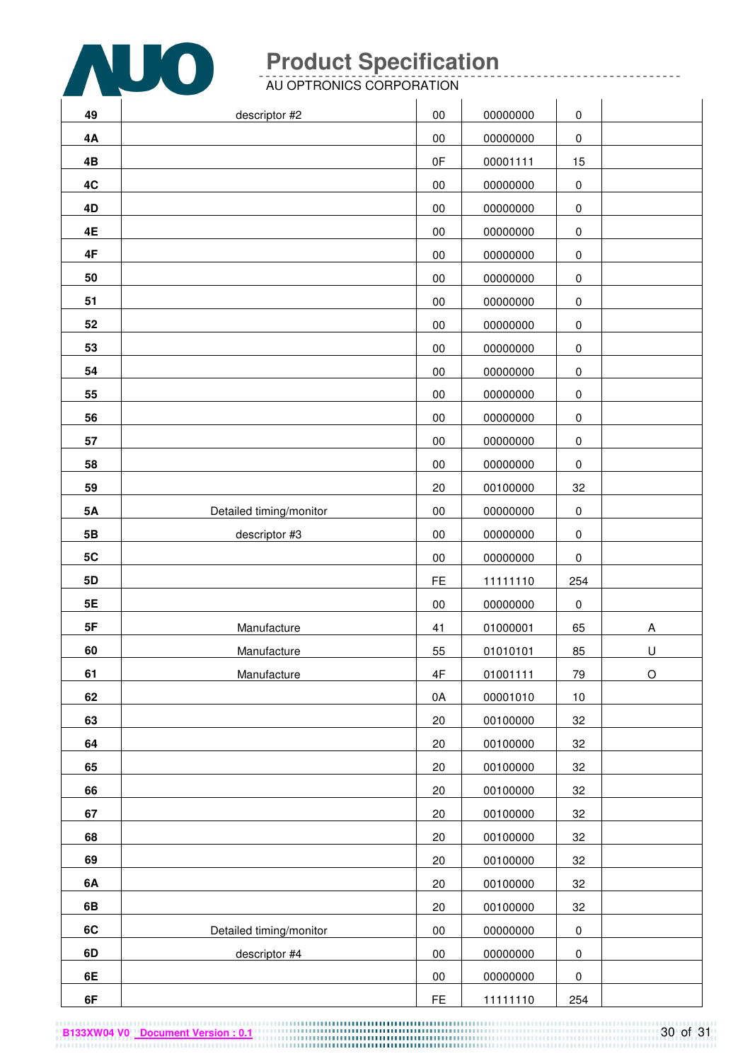| | | | | | |
|---|---|---|---|---|---|
| 49 | descriptor #2 | 00 | 00000000 | 0 | |
| 4A | | 00 | 00000000 | 0 | |
| 4B | | 0F | 00001111 | 15 | |
| 4C | | 00 | 00000000 | 0 | |
| 4D | | 00 | 00000000 | 0 | |
| 4E | | 00 | 00000000 | 0 | |
| 4F | | 00 | 00000000 | 0 | |
| 50 | | 00 | 00000000 | 0 | |
| 51 | | 00 | 00000000 | 0 | |
| 52 | | 00 | 00000000 | 0 | |
| 53 | | 00 | 00000000 | 0 | |
| 54 | | 00 | 00000000 | 0 | |
| 55 | | 00 | 00000000 | 0 | |
| 56 | | 00 | 00000000 | 0 | |
| 57 | | 00 | 00000000 | 0 | |
| 58 | | 00 | 00000000 | 0 | |
| 59 | | 20 | 00100000 | 32 | |
| 5A | Detailed timing/monitor | 00 | 00000000 | 0 | |
| 5B | descriptor #3 | 00 | 00000000 | 0 | |
| 5C | | 00 | 00000000 | 0 | |
| 5D | | FE | 11111110 | 254 | |
| 5E | | 00 | 00000000 | 0 | |
| 5F | Manufacture | 41 | 01000001 | 65 | A |
| 60 | Manufacture | 55 | 01010101 | 85 | U |
| 61 | Manufacture | 4F | 01001111 | 79 | O |
| 62 | | 0A | 00001010 | 10 | |
| 63 | | 20 | 00100000 | 32 | |
| 64 | | 20 | 00100000 | 32 | |
| 65 | | 20 | 00100000 | 32 | |
| 66 | | 20 | 00100000 | 32 | |
| 67 | | 20 | 00100000 | 32 | |
| 68 | | 20 | 00100000 | 32 | |
| 69 | | 20 | 00100000 | 32 | |
| 6A | | 20 | 00100000 | 32 | |
| 6B | | 20 | 00100000 | 32 | |
| 6C | Detailed timing/monitor | 00 | 00000000 | 0 | |
| 6D | descriptor #4 | 00 | 00000000 | 0 | |
| 6E | | 00 | 00000000 | 0 | |
| 6F | | FE | 11111110 | 254 | |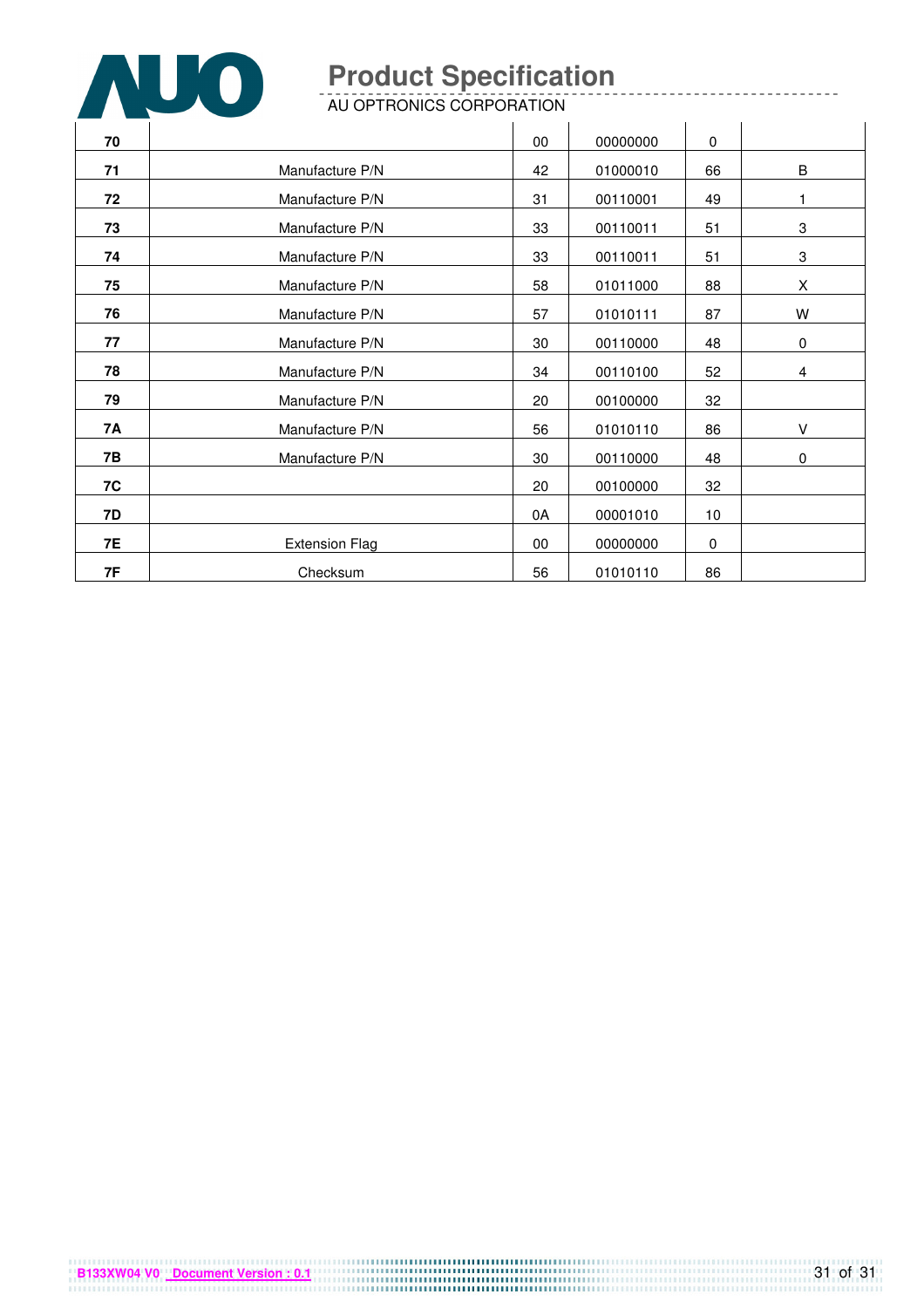| | | | | | |
|---|---|---|---|---|---|
| **70** | | 00 | 00000000 | 0 | |
| **71** | Manufacture P/N | 42 | 01000010 | 66 | B |
| **72** | Manufacture P/N | 31 | 00110001 | 49 | 1 |
| **73** | Manufacture P/N | 33 | 00110011 | 51 | 3 |
| **74** | Manufacture P/N | 33 | 00110011 | 51 | 3 |
| **75** | Manufacture P/N | 58 | 01011000 | 88 | X |
| **76** | Manufacture P/N | 57 | 01010111 | 87 | W |
| **77** | Manufacture P/N | 30 | 00110000 | 48 | 0 |
| **78** | Manufacture P/N | 34 | 00110100 | 52 | 4 |
| **79** | Manufacture P/N | 20 | 00100000 | 32 | |
| **7A** | Manufacture P/N | 56 | 01010110 | 86 | V |
| **7B** | Manufacture P/N | 30 | 00110000 | 48 | 0 |
| **7C** | | 20 | 00100000 | 32 | |
| **7D** | | 0A | 00001010 | 10 | |
| **7E** | Extension Flag | 00 | 00000000 | 0 | |
| **7F** | Checksum | 56 | 01010110 | 86 | |